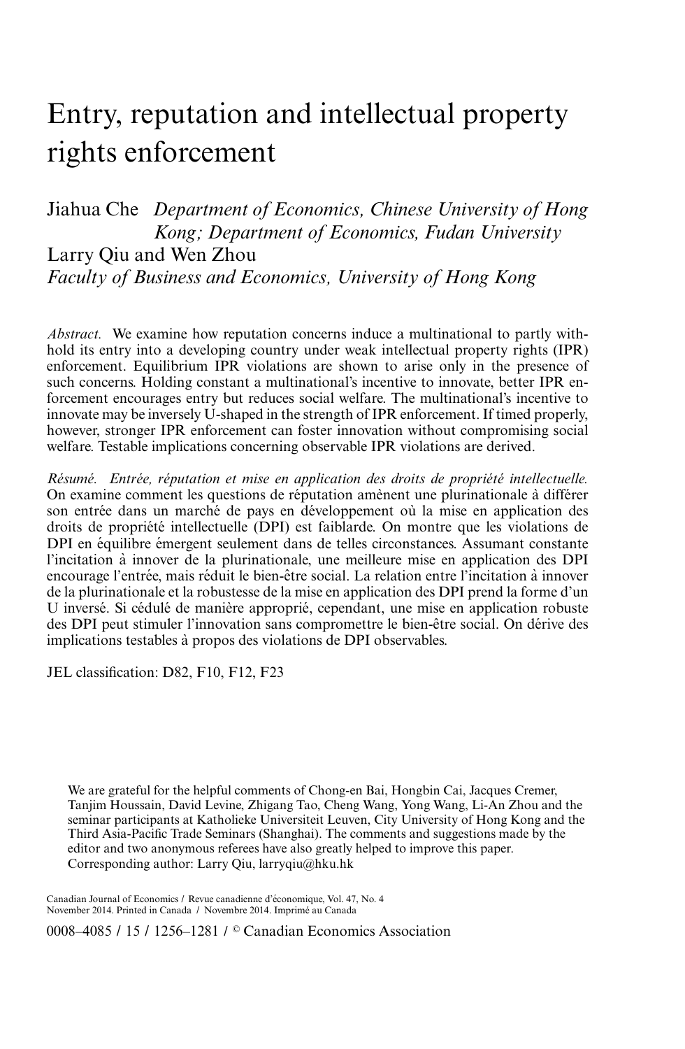# Entry, reputation and intellectual property rights enforcement

Jiahua Che *Department of Economics, Chinese University of Hong Kong; Department of Economics, Fudan University*

Larry Qiu and Wen Zhou *Faculty of Business and Economics, University of Hong Kong*

*Abstract.* We examine how reputation concerns induce a multinational to partly withhold its entry into a developing country under weak intellectual property rights (IPR) enforcement. Equilibrium IPR violations are shown to arise only in the presence of such concerns. Holding constant a multinational's incentive to innovate, better IPR enforcement encourages entry but reduces social welfare. The multinational's incentive to innovate may be inversely U-shaped in the strength of IPR enforcement. If timed properly, however, stronger IPR enforcement can foster innovation without compromising social welfare. Testable implications concerning observable IPR violations are derived.

*Résumé. Entrée, réputation et mise en application des droits de propriété intellectuelle.* On examine comment les questions de réputation amènent une plurinationale à différer son entrée dans un marché de pays en développement où la mise en application des droits de propriété intellectuelle (DPI) est faiblarde. On montre que les violations de DPI en équilibre émergent seulement dans de telles circonstances. Assumant constante l'incitation à innover de la plurinationale, une meilleure mise en application des DPI encourage l'entrée, mais réduit le bien-être social. La relation entre l'incitation à innover de la plurinationale et la robustesse de la mise en application des DPI prend la forme d'un U inversé. Si cédulé de manière approprié, cependant, une mise en application robuste des DPI peut stimuler l'innovation sans compromettre le bien-être social. On dérive des implications testables à propos des violations de DPI observables.

JEL classification: D82, F10, F12, F23

We are grateful for the helpful comments of Chong-en Bai, Hongbin Cai, Jacques Cremer, Tanjim Houssain, David Levine, Zhigang Tao, Cheng Wang, Yong Wang, Li-An Zhou and the seminar participants at Katholieke Universiteit Leuven, City University of Hong Kong and the Third Asia-Pacific Trade Seminars (Shanghai). The comments and suggestions made by the editor and two anonymous referees have also greatly helped to improve this paper. Corresponding author: Larry Qiu, larryqiu@hku.hk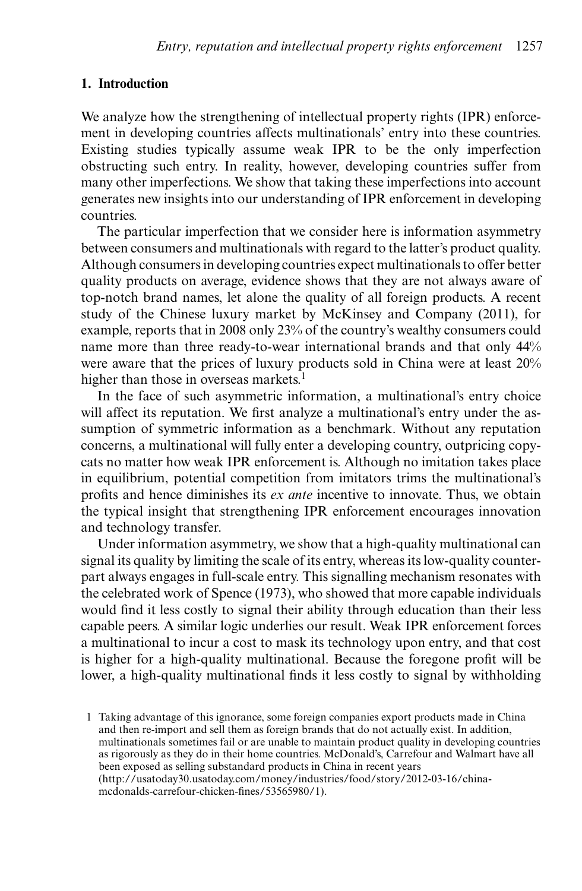## 1. Introduction

We analyze how the strengthening of intellectual property rights (IPR) enforcement in developing countries affects multinationals' entry into these countries. Existing studies typically assume weak IPR to be the only imperfection obstructing such entry. In reality, however, developing countries suffer from many other imperfections. We show that taking these imperfections into account generates new insights into our understanding of IPR enforcement in developing countries.

The particular imperfection that we consider here is information asymmetry between consumers and multinationals with regard to the latter's product quality. Although consumers in developing countries expect multinationals to offer better quality products on average, evidence shows that they are not always aware of top-notch brand names, let alone the quality of all foreign products. A recent study of the Chinese luxury market by McKinsey and Company (2011), for example, reports that in 2008 only 23% of the country's wealthy consumers could name more than three ready-to-wear international brands and that only 44% were aware that the prices of luxury products sold in China were at least 20% higher than those in overseas markets.[1]

In the face of such asymmetric information, a multinational's entry choice will affect its reputation. We first analyze a multinational's entry under the assumption of symmetric information as a benchmark. Without any reputation concerns, a multinational will fully enter a developing country, outpricing copycats no matter how weak IPR enforcement is. Although no imitation takes place in equilibrium, potential competition from imitators trims the multinational's profits and hence diminishes its *ex ante* incentive to innovate. Thus, we obtain the typical insight that strengthening IPR enforcement encourages innovation and technology transfer.

Under information asymmetry, we show that a high-quality multinational can signal its quality by limiting the scale of its entry, whereas its low-quality counterpart always engages in full-scale entry. This signalling mechanism resonates with the celebrated work of Spence (1973), who showed that more capable individuals would find it less costly to signal their ability through education than their less capable peers. A similar logic underlies our result. Weak IPR enforcement forces a multinational to incur a cost to mask its technology upon entry, and that cost is higher for a high-quality multinational. Because the foregone profit will be lower, a high-quality multinational finds it less costly to signal by withholding

[1] Taking advantage of this ignorance, some foreign companies export products made in China and then re-import and sell them as foreign brands that do not actually exist. In addition, multinationals sometimes fail or are unable to maintain product quality in developing countries as rigorously as they do in their home countries. McDonald's, Carrefour and Walmart have all been exposed as selling substandard products in China in recent years (http://usatoday30.usatoday.com/money/industries/food/story/2012-03-16/china-mcdonalds-carrefour-chicken-fines/53565980/1).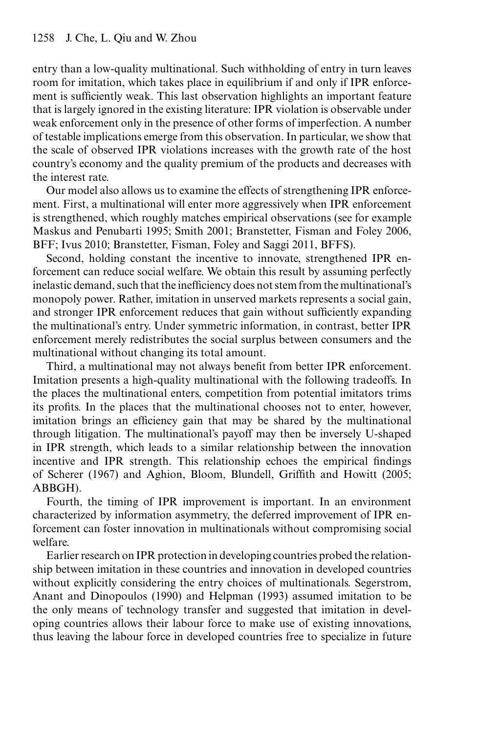entry than a low-quality multinational. Such withholding of entry in turn leaves room for imitation, which takes place in equilibrium if and only if IPR enforcement is sufficiently weak. This last observation highlights an important feature that is largely ignored in the existing literature: IPR violation is observable under weak enforcement only in the presence of other forms of imperfection. A number of testable implications emerge from this observation. In particular, we show that the scale of observed IPR violations increases with the growth rate of the host country's economy and the quality premium of the products and decreases with the interest rate.

Our model also allows us to examine the effects of strengthening IPR enforcement. First, a multinational will enter more aggressively when IPR enforcement is strengthened, which roughly matches empirical observations (see for example Maskus and Penubarti 1995; Smith 2001; Branstetter, Fisman and Foley 2006, BFF; Ivus 2010; Branstetter, Fisman, Foley and Saggi 2011, BFFS).

Second, holding constant the incentive to innovate, strengthened IPR enforcement can reduce social welfare. We obtain this result by assuming perfectly inelastic demand, such that the inefficiency does not stem from the multinational's monopoly power. Rather, imitation in unserved markets represents a social gain, and stronger IPR enforcement reduces that gain without sufficiently expanding the multinational's entry. Under symmetric information, in contrast, better IPR enforcement merely redistributes the social surplus between consumers and the multinational without changing its total amount.

Third, a multinational may not always benefit from better IPR enforcement. Imitation presents a high-quality multinational with the following tradeoffs. In the places the multinational enters, competition from potential imitators trims its profits. In the places that the multinational chooses not to enter, however, imitation brings an efficiency gain that may be shared by the multinational through litigation. The multinational's payoff may then be inversely U-shaped in IPR strength, which leads to a similar relationship between the innovation incentive and IPR strength. This relationship echoes the empirical findings of Scherer (1967) and Aghion, Bloom, Blundell, Griffith and Howitt (2005; ABBGH).

Fourth, the timing of IPR improvement is important. In an environment characterized by information asymmetry, the deferred improvement of IPR enforcement can foster innovation in multinationals without compromising social welfare.

Earlier research on IPR protection in developing countries probed the relationship between imitation in these countries and innovation in developed countries without explicitly considering the entry choices of multinationals. Segerstrom, Anant and Dinopoulos (1990) and Helpman (1993) assumed imitation to be the only means of technology transfer and suggested that imitation in developing countries allows their labour force to make use of existing innovations, thus leaving the labour force in developed countries free to specialize in future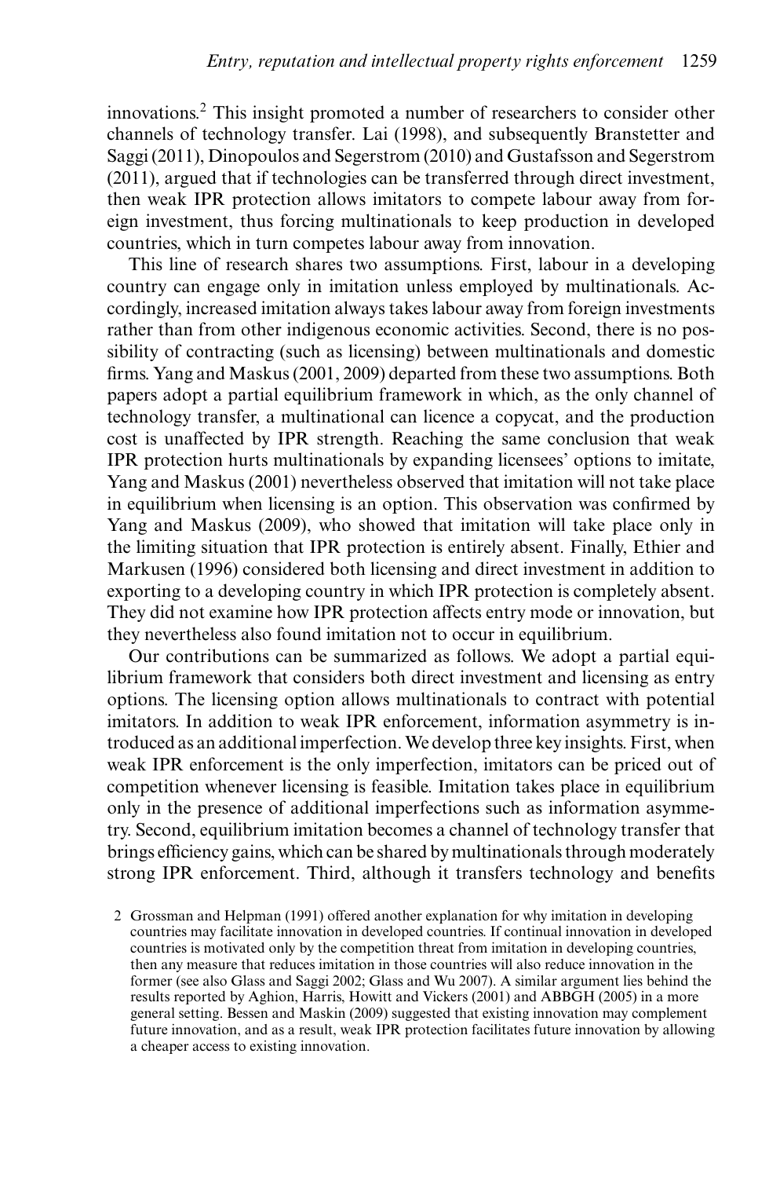innovations.[2] This insight promoted a number of researchers to consider other channels of technology transfer. Lai (1998), and subsequently Branstetter and Saggi (2011), Dinopoulos and Segerstrom (2010) and Gustafsson and Segerstrom (2011), argued that if technologies can be transferred through direct investment, then weak IPR protection allows imitators to compete labour away from foreign investment, thus forcing multinationals to keep production in developed countries, which in turn competes labour away from innovation.

This line of research shares two assumptions. First, labour in a developing country can engage only in imitation unless employed by multinationals. Accordingly, increased imitation always takes labour away from foreign investments rather than from other indigenous economic activities. Second, there is no possibility of contracting (such as licensing) between multinationals and domestic firms. Yang and Maskus (2001, 2009) departed from these two assumptions. Both papers adopt a partial equilibrium framework in which, as the only channel of technology transfer, a multinational can licence a copycat, and the production cost is unaffected by IPR strength. Reaching the same conclusion that weak IPR protection hurts multinationals by expanding licensees' options to imitate, Yang and Maskus (2001) nevertheless observed that imitation will not take place in equilibrium when licensing is an option. This observation was confirmed by Yang and Maskus (2009), who showed that imitation will take place only in the limiting situation that IPR protection is entirely absent. Finally, Ethier and Markusen (1996) considered both licensing and direct investment in addition to exporting to a developing country in which IPR protection is completely absent. They did not examine how IPR protection affects entry mode or innovation, but they nevertheless also found imitation not to occur in equilibrium.

Our contributions can be summarized as follows. We adopt a partial equilibrium framework that considers both direct investment and licensing as entry options. The licensing option allows multinationals to contract with potential imitators. In addition to weak IPR enforcement, information asymmetry is introduced as an additional imperfection. We develop three key insights. First, when weak IPR enforcement is the only imperfection, imitators can be priced out of competition whenever licensing is feasible. Imitation takes place in equilibrium only in the presence of additional imperfections such as information asymmetry. Second, equilibrium imitation becomes a channel of technology transfer that brings efficiency gains, which can be shared by multinationals through moderately strong IPR enforcement. Third, although it transfers technology and benefits

[2] Grossman and Helpman (1991) offered another explanation for why imitation in developing countries may facilitate innovation in developed countries. If continual innovation in developed countries is motivated only by the competition threat from imitation in developing countries, then any measure that reduces imitation in those countries will also reduce innovation in the former (see also Glass and Saggi 2002; Glass and Wu 2007). A similar argument lies behind the results reported by Aghion, Harris, Howitt and Vickers (2001) and ABBGH (2005) in a more general setting. Bessen and Maskin (2009) suggested that existing innovation may complement future innovation, and as a result, weak IPR protection facilitates future innovation by allowing a cheaper access to existing innovation.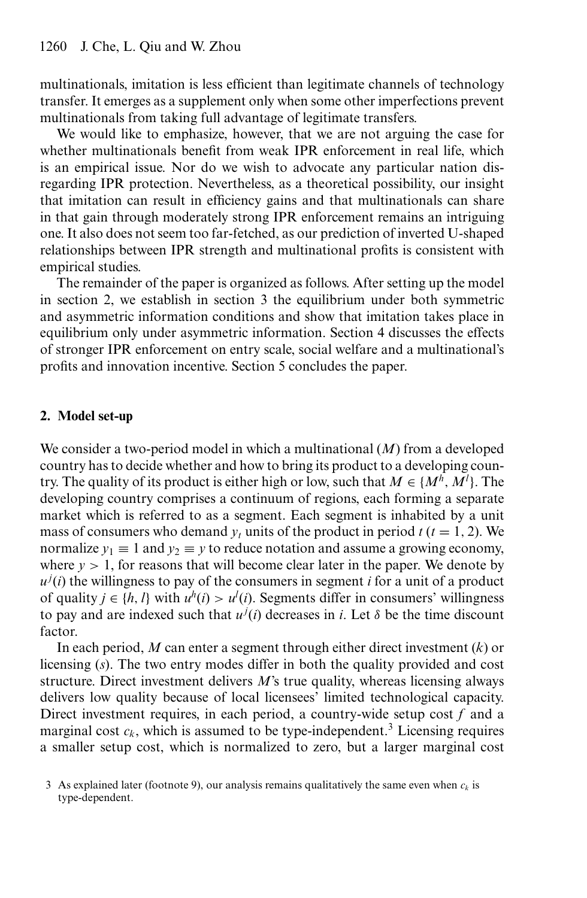multinationals, imitation is less efficient than legitimate channels of technology transfer. It emerges as a supplement only when some other imperfections prevent multinationals from taking full advantage of legitimate transfers.

We would like to emphasize, however, that we are not arguing the case for whether multinationals benefit from weak IPR enforcement in real life, which is an empirical issue. Nor do we wish to advocate any particular nation disregarding IPR protection. Nevertheless, as a theoretical possibility, our insight that imitation can result in efficiency gains and that multinationals can share in that gain through moderately strong IPR enforcement remains an intriguing one. It also does not seem too far-fetched, as our prediction of inverted U-shaped relationships between IPR strength and multinational profits is consistent with empirical studies.

The remainder of the paper is organized as follows. After setting up the model in section 2, we establish in section 3 the equilibrium under both symmetric and asymmetric information conditions and show that imitation takes place in equilibrium only under asymmetric information. Section 4 discusses the effects of stronger IPR enforcement on entry scale, social welfare and a multinational's profits and innovation incentive. Section 5 concludes the paper.

## 2. Model set-up

We consider a two-period model in which a multinational ($M$) from a developed country has to decide whether and how to bring its product to a developing country. The quality of its product is either high or low, such that $M \in \{M^h, M^l\}$. The developing country comprises a continuum of regions, each forming a separate market which is referred to as a segment. Each segment is inhabited by a unit mass of consumers who demand $y_t$ units of the product in period $t$ ($t = 1, 2$). We normalize $y_1 \equiv 1$ and $y_2 \equiv y$ to reduce notation and assume a growing economy, where $y > 1$, for reasons that will become clear later in the paper. We denote by $u^j(i)$ the willingness to pay of the consumers in segment $i$ for a unit of a product of quality $j \in \{h, l\}$ with $u^h(i) > u^l(i)$. Segments differ in consumers' willingness to pay and are indexed such that $u^j(i)$ decreases in $i$. Let $\delta$ be the time discount factor.

In each period, $M$ can enter a segment through either direct investment ($k$) or licensing ($s$). The two entry modes differ in both the quality provided and cost structure. Direct investment delivers $M$'s true quality, whereas licensing always delivers low quality because of local licensees' limited technological capacity. Direct investment requires, in each period, a country-wide setup cost $f$ and a marginal cost $c_k$, which is assumed to be type-independent.[3] Licensing requires a smaller setup cost, which is normalized to zero, but a larger marginal cost

[3] As explained later (footnote 9), our analysis remains qualitatively the same even when $c_k$ is type-dependent.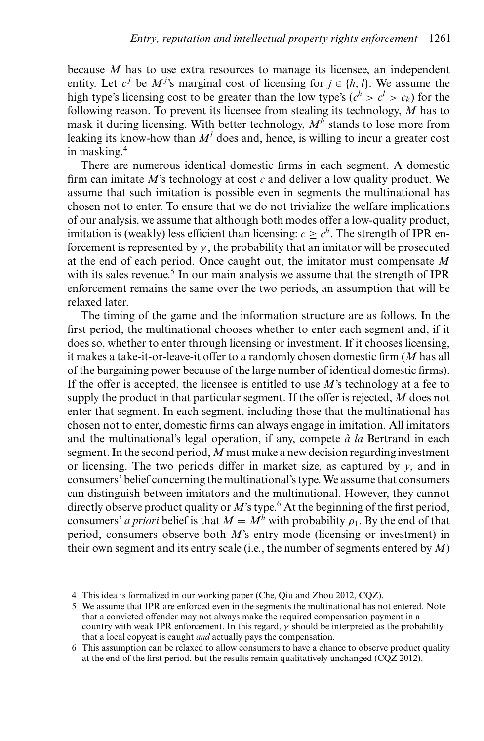because $M$ has to use extra resources to manage its licensee, an independent entity. Let $c^j$ be $M^j$'s marginal cost of licensing for $j \in \{h, l\}$. We assume the high type's licensing cost to be greater than the low type's ($c^h > c^l > c_k$) for the following reason. To prevent its licensee from stealing its technology, $M$ has to mask it during licensing. With better technology, $M^h$ stands to lose more from leaking its know-how than $M^l$ does and, hence, is willing to incur a greater cost in masking.[4]

There are numerous identical domestic firms in each segment. A domestic firm can imitate $M$'s technology at cost $c$ and deliver a low quality product. We assume that such imitation is possible even in segments the multinational has chosen not to enter. To ensure that we do not trivialize the welfare implications of our analysis, we assume that although both modes offer a low-quality product, imitation is (weakly) less efficient than licensing: $c \geq c^h$. The strength of IPR enforcement is represented by $\gamma$, the probability that an imitator will be prosecuted at the end of each period. Once caught out, the imitator must compensate $M$ with its sales revenue.[5] In our main analysis we assume that the strength of IPR enforcement remains the same over the two periods, an assumption that will be relaxed later.

The timing of the game and the information structure are as follows. In the first period, the multinational chooses whether to enter each segment and, if it does so, whether to enter through licensing or investment. If it chooses licensing, it makes a take-it-or-leave-it offer to a randomly chosen domestic firm ($M$ has all of the bargaining power because of the large number of identical domestic firms). If the offer is accepted, the licensee is entitled to use $M$'s technology at a fee to supply the product in that particular segment. If the offer is rejected, $M$ does not enter that segment. In each segment, including those that the multinational has chosen not to enter, domestic firms can always engage in imitation. All imitators and the multinational's legal operation, if any, compete *à la* Bertrand in each segment. In the second period, $M$ must make a new decision regarding investment or licensing. The two periods differ in market size, as captured by $y$, and in consumers' belief concerning the multinational's type. We assume that consumers can distinguish between imitators and the multinational. However, they cannot directly observe product quality or $M$'s type.[6] At the beginning of the first period, consumers' *a priori* belief is that $M = M^h$ with probability $\rho_1$. By the end of that period, consumers observe both $M$'s entry mode (licensing or investment) in their own segment and its entry scale (i.e., the number of segments entered by $M$)

4 This idea is formalized in our working paper (Che, Qiu and Zhou 2012, CQZ).

5 We assume that IPR are enforced even in the segments the multinational has not entered. Note that a convicted offender may not always make the required compensation payment in a country with weak IPR enforcement. In this regard, $\gamma$ should be interpreted as the probability that a local copycat is caught *and* actually pays the compensation.

6 This assumption can be relaxed to allow consumers to have a chance to observe product quality at the end of the first period, but the results remain qualitatively unchanged (CQZ 2012).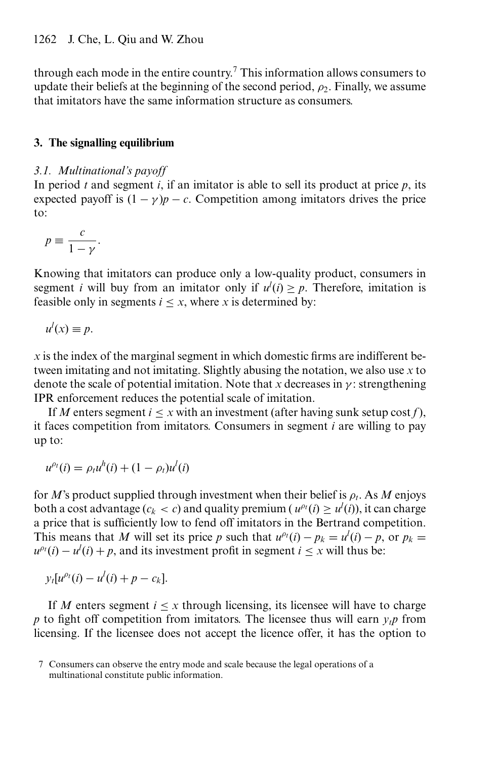through each mode in the entire country.[7] This information allows consumers to update their beliefs at the beginning of the second period, $\rho_2$. Finally, we assume that imitators have the same information structure as consumers.

## 3. The signalling equilibrium

### 3.1. Multinational's payoff

In period $t$ and segment $i$, if an imitator is able to sell its product at price $p$, its expected payoff is $(1-\gamma)p - c$. Competition among imitators drives the price to:

$$p \equiv \frac{c}{1-\gamma}.$$

Knowing that imitators can produce only a low-quality product, consumers in segment $i$ will buy from an imitator only if $u^l(i) \geq p$. Therefore, imitation is feasible only in segments $i \leq x$, where $x$ is determined by:

$$u^l(x) \equiv p.$$

$x$ is the index of the marginal segment in which domestic firms are indifferent between imitating and not imitating. Slightly abusing the notation, we also use $x$ to denote the scale of potential imitation. Note that $x$ decreases in $\gamma$: strengthening IPR enforcement reduces the potential scale of imitation.

If $M$ enters segment $i \leq x$ with an investment (after having sunk setup cost $f$), it faces competition from imitators. Consumers in segment $i$ are willing to pay up to:

$$u^{\rho_t}(i) = \rho_t u^h(i) + (1-\rho_t)u^l(i)$$

for $M$'s product supplied through investment when their belief is $\rho_t$. As $M$ enjoys both a cost advantage ($c_k < c$) and quality premium ($u^{\rho_t}(i) \geq u^l(i)$), it can charge a price that is sufficiently low to fend off imitators in the Bertrand competition. This means that $M$ will set its price $p$ such that $u^{\rho_t}(i) - p_k = u^l(i) - p$, or $p_k = u^{\rho_t}(i) - u^l(i) + p$, and its investment profit in segment $i \leq x$ will thus be:

$$y_t[u^{\rho_t}(i) - u^l(i) + p - c_k].$$

If $M$ enters segment $i \leq x$ through licensing, its licensee will have to charge $p$ to fight off competition from imitators. The licensee thus will earn $y_t p$ from licensing. If the licensee does not accept the licence offer, it has the option to

[7] Consumers can observe the entry mode and scale because the legal operations of a multinational constitute public information.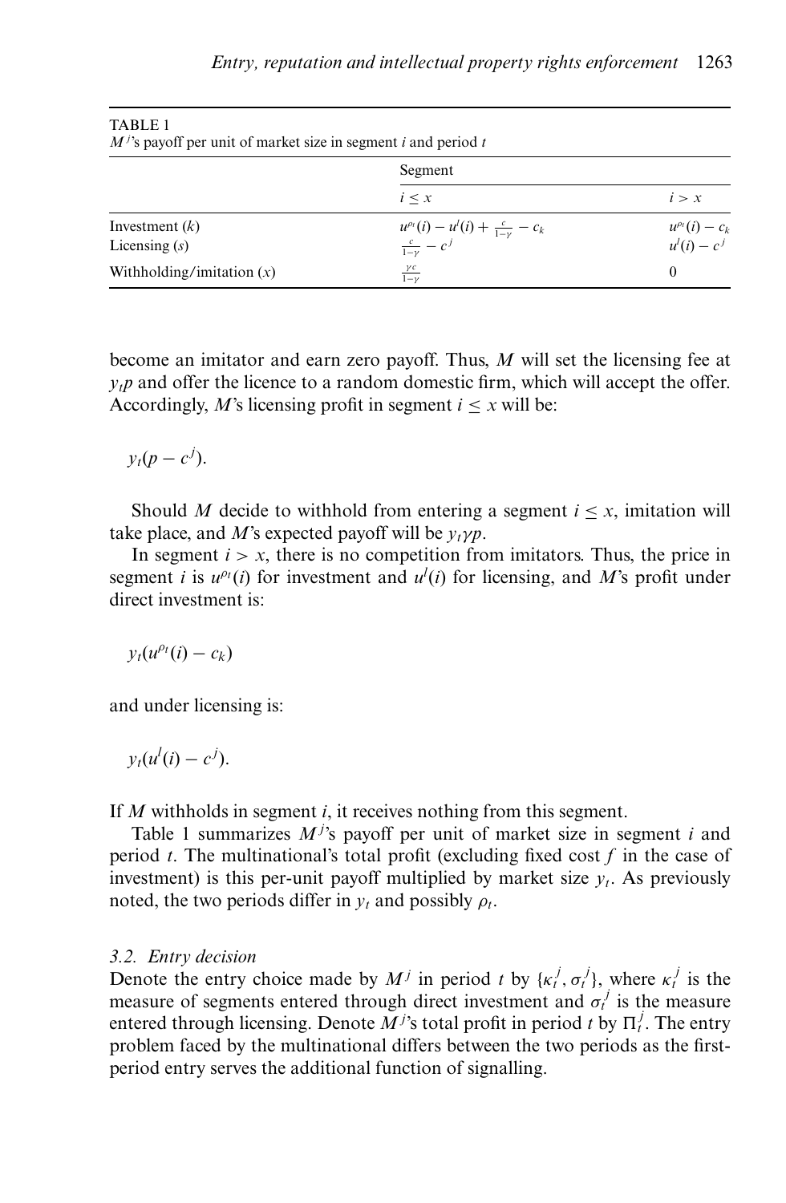TABLE 1
$M^j$'s payoff per unit of market size in segment $i$ and period $t$

| | Segment | |
|---|---|---|
| | $i \leq x$ | $i > x$ |
| Investment ($k$) | $u^{\rho_t}(i) - u^l(i) + \frac{c}{1-\gamma} - c_k$ | $u^{\rho_t}(i) - c_k$ |
| Licensing ($s$) | $\frac{c}{1-\gamma} - c^j$ | $u^l(i) - c^j$ |
| Withholding/imitation ($x$) | $\frac{\gamma c}{1-\gamma}$ | 0 |

become an imitator and earn zero payoff. Thus, *M* will set the licensing fee at $y_t p$ and offer the licence to a random domestic firm, which will accept the offer. Accordingly, *M*'s licensing profit in segment $i \leq x$ will be:

$$y_t(p - c^j).$$

Should *M* decide to withhold from entering a segment $i \leq x$, imitation will take place, and *M*'s expected payoff will be $y_t \gamma p$.

In segment $i > x$, there is no competition from imitators. Thus, the price in segment $i$ is $u^{\rho_t}(i)$ for investment and $u^l(i)$ for licensing, and *M*'s profit under direct investment is:

$$y_t(u^{\rho_t}(i) - c_k)$$

and under licensing is:

$$y_t(u^l(i) - c^j).$$

If *M* withholds in segment $i$, it receives nothing from this segment.

Table 1 summarizes $M^j$'s payoff per unit of market size in segment $i$ and period $t$. The multinational's total profit (excluding fixed cost $f$ in the case of investment) is this per-unit payoff multiplied by market size $y_t$. As previously noted, the two periods differ in $y_t$ and possibly $\rho_t$.

### 3.2. Entry decision

Denote the entry choice made by $M^j$ in period $t$ by $\{\kappa_t^j, \sigma_t^j\}$, where $\kappa_t^j$ is the measure of segments entered through direct investment and $\sigma_t^j$ is the measure entered through licensing. Denote $M^j$'s total profit in period $t$ by $\Pi_t^j$. The entry problem faced by the multinational differs between the two periods as the first-period entry serves the additional function of signalling.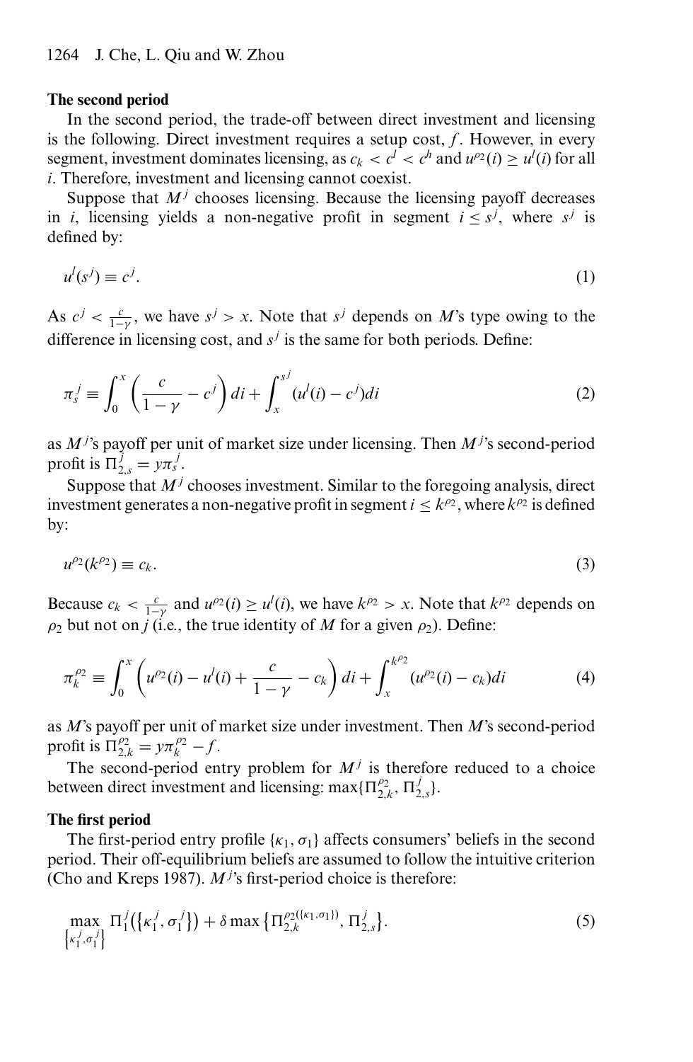**The second period**

In the second period, the trade-off between direct investment and licensing is the following. Direct investment requires a setup cost, $f$. However, in every segment, investment dominates licensing, as $c_k < c^l < c^h$ and $u^{\rho_2}(i) \geq u^l(i)$ for all $i$. Therefore, investment and licensing cannot coexist.

Suppose that $M^j$ chooses licensing. Because the licensing payoff decreases in $i$, licensing yields a non-negative profit in segment $i \leq s^j$, where $s^j$ is defined by:

$$u^l(s^j) \equiv c^j. \tag{1}$$

As $c^j < \frac{c}{1-\gamma}$, we have $s^j > x$. Note that $s^j$ depends on $M$'s type owing to the difference in licensing cost, and $s^j$ is the same for both periods. Define:

$$\pi_s^j \equiv \int_0^x \left( \frac{c}{1-\gamma} - c^j \right) di + \int_x^{s^j} (u^l(i) - c^j) di \tag{2}$$

as $M^j$'s payoff per unit of market size under licensing. Then $M^j$'s second-period profit is $\Pi_{2,s}^j = y\pi_s^j$.

Suppose that $M^j$ chooses investment. Similar to the foregoing analysis, direct investment generates a non-negative profit in segment $i \leq k^{\rho_2}$, where $k^{\rho_2}$ is defined by:

$$u^{\rho_2}(k^{\rho_2}) \equiv c_k. \tag{3}$$

Because $c_k < \frac{c}{1-\gamma}$ and $u^{\rho_2}(i) \geq u^l(i)$, we have $k^{\rho_2} > x$. Note that $k^{\rho_2}$ depends on $\rho_2$ but not on $j$ (i.e., the true identity of $M$ for a given $\rho_2$). Define:

$$\pi_k^{\rho_2} \equiv \int_0^x \left( u^{\rho_2}(i) - u^l(i) + \frac{c}{1-\gamma} - c_k \right) di + \int_x^{k^{\rho_2}} (u^{\rho_2}(i) - c_k) di \tag{4}$$

as $M$'s payoff per unit of market size under investment. Then $M$'s second-period profit is $\Pi_{2,k}^{\rho_2} = y\pi_k^{\rho_2} - f$.

The second-period entry problem for $M^j$ is therefore reduced to a choice between direct investment and licensing: $\max\{\Pi_{2,k}^{\rho_2}, \Pi_{2,s}^j\}$.

**The first period**

The first-period entry profile $\{\kappa_1, \sigma_1\}$ affects consumers' beliefs in the second period. Their off-equilibrium beliefs are assumed to follow the intuitive criterion (Cho and Kreps 1987). $M^j$'s first-period choice is therefore:

$$\max_{\{\kappa_1^j, \sigma_1^j\}} \Pi_1^j(\{\kappa_1^j, \sigma_1^j\}) + \delta \max\{\Pi_{2,k}^{\rho_2(\{\kappa_1, \sigma_1\})}, \Pi_{2,s}^j\}. \tag{5}$$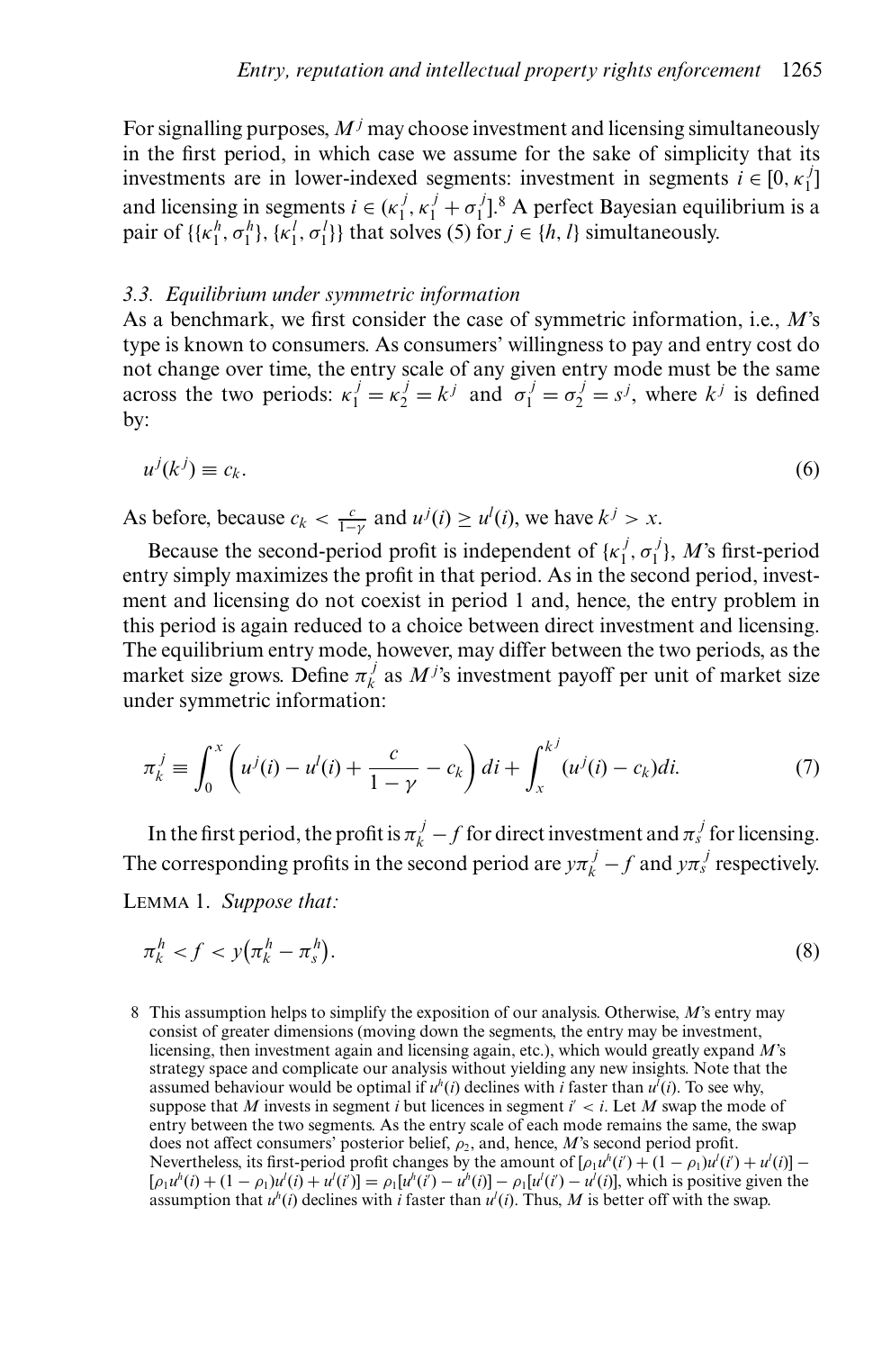For signalling purposes, $M^j$ may choose investment and licensing simultaneously in the first period, in which case we assume for the sake of simplicity that its investments are in lower-indexed segments: investment in segments $i \in [0, \kappa_1^j]$ and licensing in segments $i \in (\kappa_1^j, \kappa_1^j + \sigma_1^j]$.[8] A perfect Bayesian equilibrium is a pair of $\{\{\kappa_1^h, \sigma_1^h\}, \{\kappa_1^l, \sigma_1^l\}\}$ that solves (5) for $j \in \{h, l\}$ simultaneously.

### 3.3. *Equilibrium under symmetric information*

As a benchmark, we first consider the case of symmetric information, i.e., $M$'s type is known to consumers. As consumers' willingness to pay and entry cost do not change over time, the entry scale of any given entry mode must be the same across the two periods: $\kappa_1^j = \kappa_2^j = k^j$ and $\sigma_1^j = \sigma_2^j = s^j$, where $k^j$ is defined by:

$$u^j(k^j) \equiv c_k. \tag{6}$$

As before, because $c_k < \frac{c}{1-\gamma}$ and $u^j(i) \geq u^l(i)$, we have $k^j > x$.

Because the second-period profit is independent of $\{\kappa_1^j, \sigma_1^j\}$, $M$'s first-period entry simply maximizes the profit in that period. As in the second period, investment and licensing do not coexist in period 1 and, hence, the entry problem in this period is again reduced to a choice between direct investment and licensing. The equilibrium entry mode, however, may differ between the two periods, as the market size grows. Define $\pi_k^j$ as $M^j$'s investment payoff per unit of market size under symmetric information:

$$\pi_k^j \equiv \int_0^x \left( u^j(i) - u^l(i) + \frac{c}{1-\gamma} - c_k \right) di + \int_x^{k^j} (u^j(i) - c_k) di. \tag{7}$$

In the first period, the profit is $\pi_k^j - f$ for direct investment and $\pi_s^j$ for licensing. The corresponding profits in the second period are $y\pi_k^j - f$ and $y\pi_s^j$ respectively.

LEMMA 1. *Suppose that:*

$$\pi_k^h < f < y\left(\pi_k^h - \pi_s^h\right). \tag{8}$$

8 This assumption helps to simplify the exposition of our analysis. Otherwise, $M$'s entry may consist of greater dimensions (moving down the segments, the entry may be investment, licensing, then investment again and licensing again, etc.), which would greatly expand $M$'s strategy space and complicate our analysis without yielding any new insights. Note that the assumed behaviour would be optimal if $u^h(i)$ declines with $i$ faster than $u^l(i)$. To see why, suppose that $M$ invests in segment $i$ but licences in segment $i' < i$. Let $M$ swap the mode of entry between the two segments. As the entry scale of each mode remains the same, the swap does not affect consumers' posterior belief, $\rho_2$, and, hence, $M$'s second period profit. Nevertheless, its first-period profit changes by the amount of $[\rho_1 u^h(i') + (1-\rho_1)u^l(i') + u^l(i)] - [\rho_1 u^h(i) + (1-\rho_1)u^l(i) + u^l(i')] = \rho_1[u^h(i') - u^h(i)] - \rho_1[u^l(i') - u^l(i)]$, which is positive given the assumption that $u^h(i)$ declines with $i$ faster than $u^l(i)$. Thus, $M$ is better off with the swap.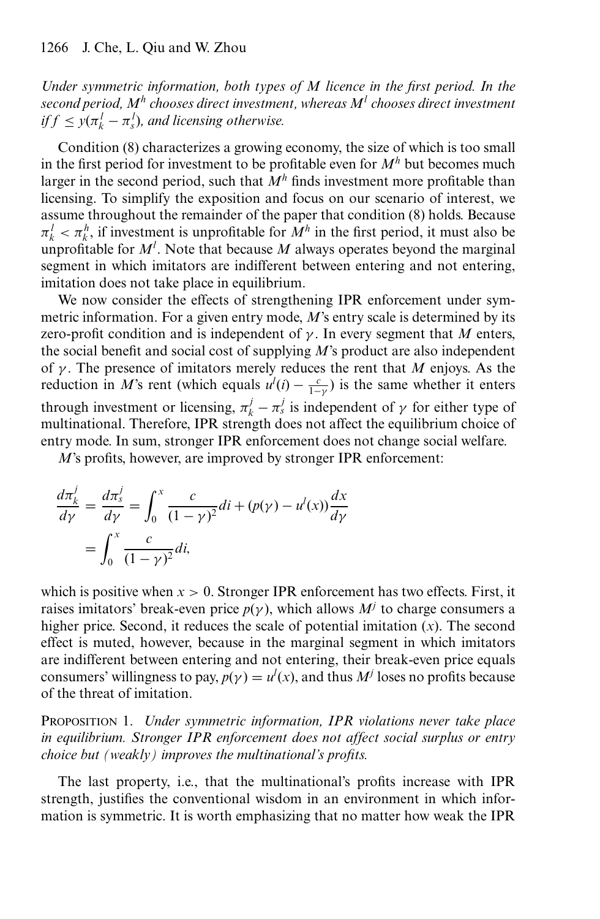*Under symmetric information, both types of M licence in the first period. In the second period, $M^h$ chooses direct investment, whereas $M^l$ chooses direct investment if $f \leq y(\pi_k^l - \pi_s^l)$, and licensing otherwise.*

Condition (8) characterizes a growing economy, the size of which is too small in the first period for investment to be profitable even for $M^h$ but becomes much larger in the second period, such that $M^h$ finds investment more profitable than licensing. To simplify the exposition and focus on our scenario of interest, we assume throughout the remainder of the paper that condition (8) holds. Because $\pi_k^l < \pi_k^h$, if investment is unprofitable for $M^h$ in the first period, it must also be unprofitable for $M^l$. Note that because $M$ always operates beyond the marginal segment in which imitators are indifferent between entering and not entering, imitation does not take place in equilibrium.

We now consider the effects of strengthening IPR enforcement under symmetric information. For a given entry mode, $M$'s entry scale is determined by its zero-profit condition and is independent of $\gamma$. In every segment that $M$ enters, the social benefit and social cost of supplying $M$'s product are also independent of $\gamma$. The presence of imitators merely reduces the rent that $M$ enjoys. As the reduction in $M$'s rent (which equals $u^l(i) - \frac{c}{1-\gamma}$) is the same whether it enters through investment or licensing, $\pi_k^j - \pi_s^j$ is independent of $\gamma$ for either type of multinational. Therefore, IPR strength does not affect the equilibrium choice of entry mode. In sum, stronger IPR enforcement does not change social welfare.

$M$'s profits, however, are improved by stronger IPR enforcement:

$$\begin{aligned}
\frac{d\pi_k^j}{d\gamma} = \frac{d\pi_s^j}{d\gamma} &= \int_0^x \frac{c}{(1-\gamma)^2} di + (p(\gamma) - u^l(x)) \frac{dx}{d\gamma} \\
&= \int_0^x \frac{c}{(1-\gamma)^2} di,
\end{aligned}$$

which is positive when $x > 0$. Stronger IPR enforcement has two effects. First, it raises imitators' break-even price $p(\gamma)$, which allows $M^j$ to charge consumers a higher price. Second, it reduces the scale of potential imitation ($x$). The second effect is muted, however, because in the marginal segment in which imitators are indifferent between entering and not entering, their break-even price equals consumers' willingness to pay, $p(\gamma) = u^l(x)$, and thus $M^j$ loses no profits because of the threat of imitation.

PROPOSITION 1. *Under symmetric information, IPR violations never take place in equilibrium. Stronger IPR enforcement does not affect social surplus or entry choice but (weakly) improves the multinational's profits.*

The last property, i.e., that the multinational's profits increase with IPR strength, justifies the conventional wisdom in an environment in which information is symmetric. It is worth emphasizing that no matter how weak the IPR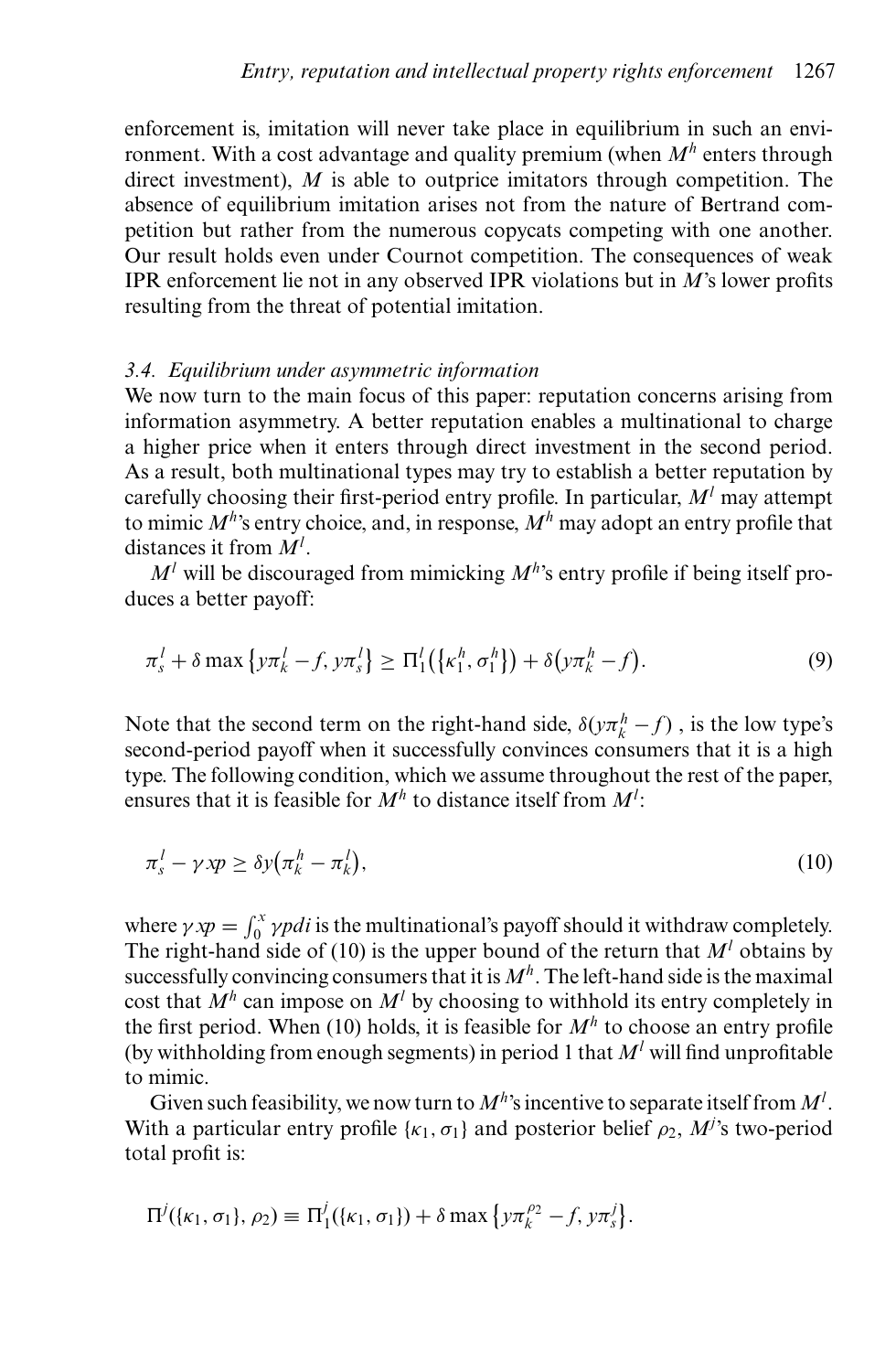enforcement is, imitation will never take place in equilibrium in such an environment. With a cost advantage and quality premium (when $M^h$ enters through direct investment), $M$ is able to outprice imitators through competition. The absence of equilibrium imitation arises not from the nature of Bertrand competition but rather from the numerous copycats competing with one another. Our result holds even under Cournot competition. The consequences of weak IPR enforcement lie not in any observed IPR violations but in $M$'s lower profits resulting from the threat of potential imitation.

### *3.4. Equilibrium under asymmetric information*

We now turn to the main focus of this paper: reputation concerns arising from information asymmetry. A better reputation enables a multinational to charge a higher price when it enters through direct investment in the second period. As a result, both multinational types may try to establish a better reputation by carefully choosing their first-period entry profile. In particular, $M^l$ may attempt to mimic $M^h$'s entry choice, and, in response, $M^h$ may adopt an entry profile that distances it from $M^l$.

$M^l$ will be discouraged from mimicking $M^h$'s entry profile if being itself produces a better payoff:

$$\pi_s^l + \delta \max\left\{y\pi_k^l - f, y\pi_s^l\right\} \geq \Pi_1^l\left(\left\{\kappa_1^h, \sigma_1^h\right\}\right) + \delta\left(y\pi_k^h - f\right). \tag{9}$$

Note that the second term on the right-hand side, $\delta(y\pi_k^h - f)$ , is the low type's second-period payoff when it successfully convinces consumers that it is a high type. The following condition, which we assume throughout the rest of the paper, ensures that it is feasible for $M^h$ to distance itself from $M^l$:

$$\pi_s^l - \gamma xp \geq \delta y\left(\pi_k^h - \pi_k^l\right), \tag{10}$$

where $\gamma xp = \int_0^x \gamma p di$ is the multinational's payoff should it withdraw completely. The right-hand side of (10) is the upper bound of the return that $M^l$ obtains by successfully convincing consumers that it is $M^h$. The left-hand side is the maximal cost that $M^h$ can impose on $M^l$ by choosing to withhold its entry completely in the first period. When (10) holds, it is feasible for $M^h$ to choose an entry profile (by withholding from enough segments) in period 1 that $M^l$ will find unprofitable to mimic.

Given such feasibility, we now turn to $M^h$'s incentive to separate itself from $M^l$. With a particular entry profile $\{\kappa_1, \sigma_1\}$ and posterior belief $\rho_2$, $M^j$'s two-period total profit is:

$$\Pi^j(\{\kappa_1, \sigma_1\}, \rho_2) \equiv \Pi_1^j(\{\kappa_1, \sigma_1\}) + \delta \max\left\{y\pi_k^{\rho_2} - f, y\pi_s^j\right\}.$$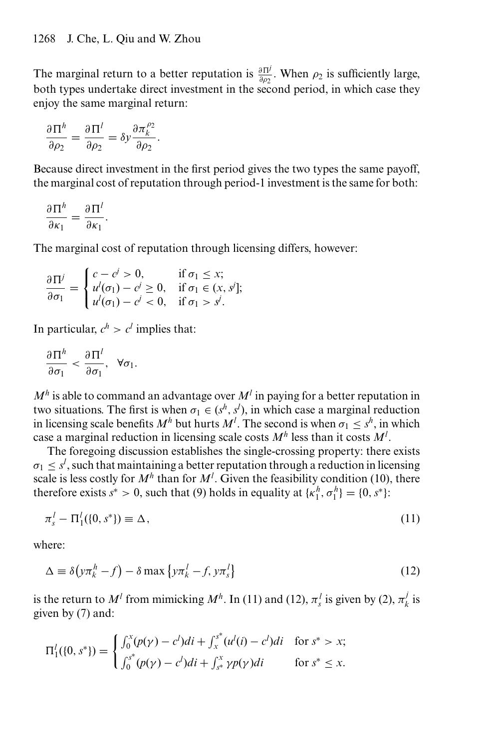The marginal return to a better reputation is $\frac{\partial \Pi^j}{\partial \rho_2}$. When $\rho_2$ is sufficiently large, both types undertake direct investment in the second period, in which case they enjoy the same marginal return:

$$\frac{\partial \Pi^h}{\partial \rho_2} = \frac{\partial \Pi^l}{\partial \rho_2} = \delta y \frac{\partial \pi_k^{\rho_2}}{\partial \rho_2}.$$

Because direct investment in the first period gives the two types the same payoff, the marginal cost of reputation through period-1 investment is the same for both:

$$\frac{\partial \Pi^h}{\partial \kappa_1} = \frac{\partial \Pi^l}{\partial \kappa_1}.$$

The marginal cost of reputation through licensing differs, however:

$$\frac{\partial \Pi^j}{\partial \sigma_1} = \begin{cases} c - c^j > 0, & \text{if } \sigma_1 \leq x; \\ u^l(\sigma_1) - c^j \geq 0, & \text{if } \sigma_1 \in (x, s^j]; \\ u^l(\sigma_1) - c^j < 0, & \text{if } \sigma_1 > s^j. \end{cases}$$

In particular, $c^h > c^l$ implies that:

$$\frac{\partial \Pi^h}{\partial \sigma_1} < \frac{\partial \Pi^l}{\partial \sigma_1}, \quad \forall \sigma_1.$$

$M^h$ is able to command an advantage over $M^l$ in paying for a better reputation in two situations. The first is when $\sigma_1 \in (s^h, s^l)$, in which case a marginal reduction in licensing scale benefits $M^h$ but hurts $M^l$. The second is when $\sigma_1 \leq s^h$, in which case a marginal reduction in licensing scale costs $M^h$ less than it costs $M^l$.

The foregoing discussion establishes the single-crossing property: there exists $\sigma_1 \leq s^l$, such that maintaining a better reputation through a reduction in licensing scale is less costly for $M^h$ than for $M^l$. Given the feasibility condition (10), there therefore exists $s^* > 0$, such that (9) holds in equality at $\{\kappa_1^h, \sigma_1^h\} = \{0, s^*\}$:

$$\pi_s^l - \Pi_1^l(\{0, s^*\}) \equiv \Delta, \tag{11}$$

where:

$$\Delta \equiv \delta\left(y\pi_k^h - f\right) - \delta \max\left\{y\pi_k^l - f, y\pi_s^l\right\} \tag{12}$$

is the return to $M^l$ from mimicking $M^h$. In (11) and (12), $\pi_s^l$ is given by (2), $\pi_k^j$ is given by (7) and:

$$\Pi_1^l(\{0, s^*\}) = \begin{cases} \int_0^x (p(\gamma) - c^l)di + \int_x^{s^*} (u^l(i) - c^l)di & \text{for } s^* > x; \\ \int_0^{s^*} (p(\gamma) - c^l)di + \int_{s^*}^x \gamma p(\gamma)di & \text{for } s^* \leq x. \end{cases}$$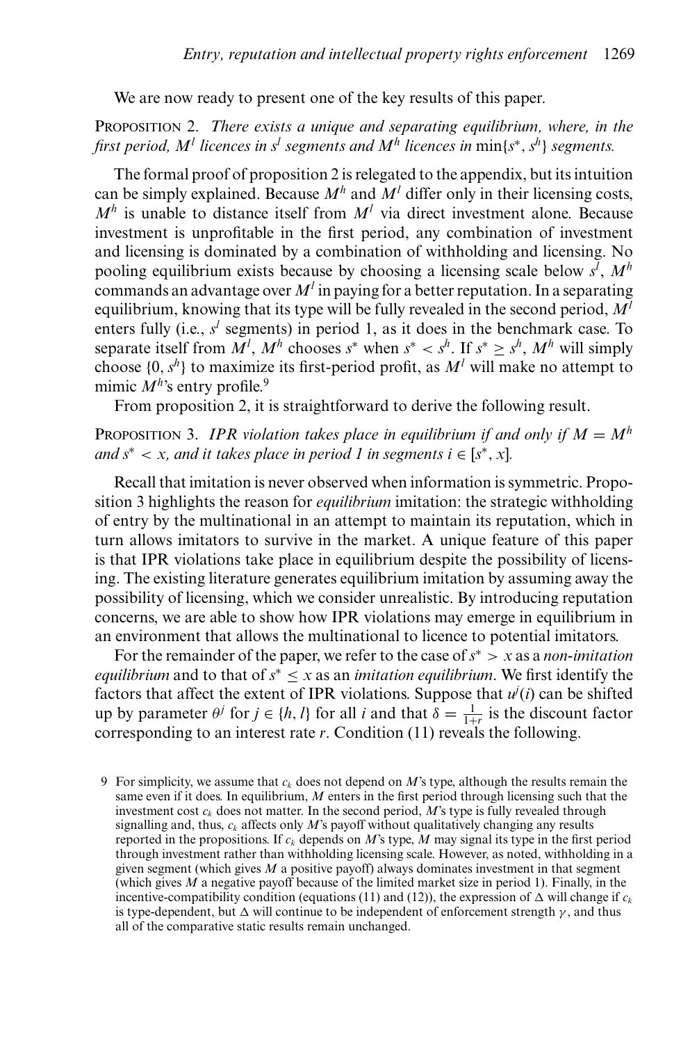We are now ready to present one of the key results of this paper.

PROPOSITION 2. *There exists a unique and separating equilibrium, where, in the first period, $M^l$ licences in $s^l$ segments and $M^h$ licences in* $\min\{s^*, s^h\}$ *segments.*

The formal proof of proposition 2 is relegated to the appendix, but its intuition can be simply explained. Because $M^h$ and $M^l$ differ only in their licensing costs, $M^h$ is unable to distance itself from $M^l$ via direct investment alone. Because investment is unprofitable in the first period, any combination of investment and licensing is dominated by a combination of withholding and licensing. No pooling equilibrium exists because by choosing a licensing scale below $s^l$, $M^h$ commands an advantage over $M^l$ in paying for a better reputation. In a separating equilibrium, knowing that its type will be fully revealed in the second period, $M^l$ enters fully (i.e., $s^l$ segments) in period 1, as it does in the benchmark case. To separate itself from $M^l$, $M^h$ chooses $s^*$ when $s^* < s^h$. If $s^* \geq s^h$, $M^h$ will simply choose $\{0, s^h\}$ to maximize its first-period profit, as $M^l$ will make no attempt to mimic $M^h$'s entry profile.[9]

From proposition 2, it is straightforward to derive the following result.

PROPOSITION 3. *IPR violation takes place in equilibrium if and only if $M = M^h$ and $s^* < x$, and it takes place in period 1 in segments $i \in [s^*, x]$.*

Recall that imitation is never observed when information is symmetric. Proposition 3 highlights the reason for *equilibrium* imitation: the strategic withholding of entry by the multinational in an attempt to maintain its reputation, which in turn allows imitators to survive in the market. A unique feature of this paper is that IPR violations take place in equilibrium despite the possibility of licensing. The existing literature generates equilibrium imitation by assuming away the possibility of licensing, which we consider unrealistic. By introducing reputation concerns, we are able to show how IPR violations may emerge in equilibrium in an environment that allows the multinational to licence to potential imitators.

For the remainder of the paper, we refer to the case of $s^* > x$ as a *non-imitation equilibrium* and to that of $s^* \leq x$ as an *imitation equilibrium*. We first identify the factors that affect the extent of IPR violations. Suppose that $u^j(i)$ can be shifted up by parameter $\theta^j$ for $j \in \{h, l\}$ for all $i$ and that $\delta = \frac{1}{1+r}$ is the discount factor corresponding to an interest rate $r$. Condition (11) reveals the following.

[9] For simplicity, we assume that $c_k$ does not depend on $M$'s type, although the results remain the same even if it does. In equilibrium, $M$ enters in the first period through licensing such that the investment cost $c_k$ does not matter. In the second period, $M$'s type is fully revealed through signalling and, thus, $c_k$ affects only $M$'s payoff without qualitatively changing any results reported in the propositions. If $c_k$ depends on $M$'s type, $M$ may signal its type in the first period through investment rather than withholding licensing scale. However, as noted, withholding in a given segment (which gives $M$ a positive payoff) always dominates investment in that segment (which gives $M$ a negative payoff because of the limited market size in period 1). Finally, in the incentive-compatibility condition (equations (11) and (12)), the expression of $\Delta$ will change if $c_k$ is type-dependent, but $\Delta$ will continue to be independent of enforcement strength $\gamma$, and thus all of the comparative static results remain unchanged.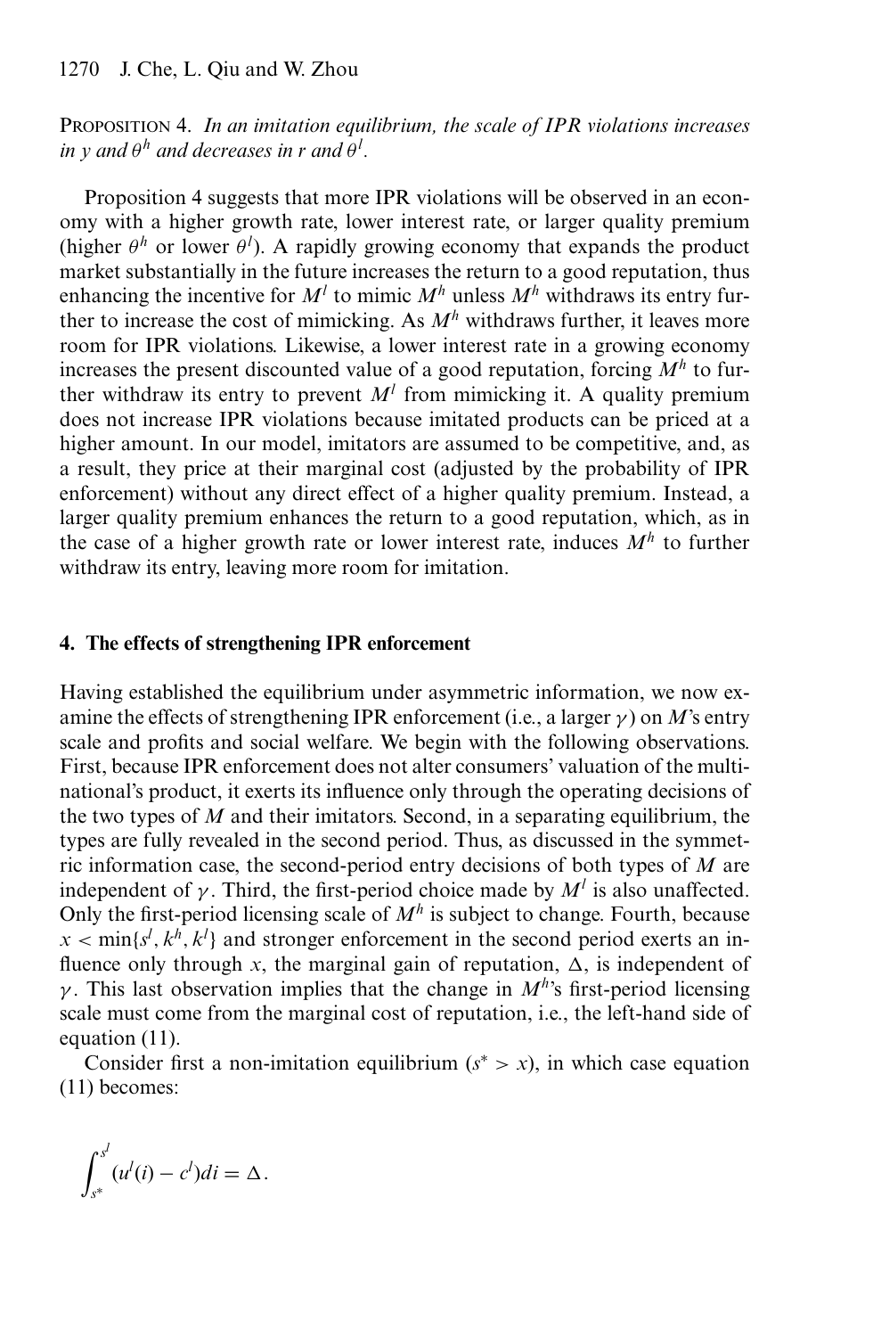PROPOSITION 4. *In an imitation equilibrium, the scale of IPR violations increases in $y$ and $\theta^h$ and decreases in $r$ and $\theta^l$.*

Proposition 4 suggests that more IPR violations will be observed in an economy with a higher growth rate, lower interest rate, or larger quality premium (higher $\theta^h$ or lower $\theta^l$). A rapidly growing economy that expands the product market substantially in the future increases the return to a good reputation, thus enhancing the incentive for $M^l$ to mimic $M^h$ unless $M^h$ withdraws its entry further to increase the cost of mimicking. As $M^h$ withdraws further, it leaves more room for IPR violations. Likewise, a lower interest rate in a growing economy increases the present discounted value of a good reputation, forcing $M^h$ to further withdraw its entry to prevent $M^l$ from mimicking it. A quality premium does not increase IPR violations because imitated products can be priced at a higher amount. In our model, imitators are assumed to be competitive, and, as a result, they price at their marginal cost (adjusted by the probability of IPR enforcement) without any direct effect of a higher quality premium. Instead, a larger quality premium enhances the return to a good reputation, which, as in the case of a higher growth rate or lower interest rate, induces $M^h$ to further withdraw its entry, leaving more room for imitation.

## 4. The effects of strengthening IPR enforcement

Having established the equilibrium under asymmetric information, we now examine the effects of strengthening IPR enforcement (i.e., a larger $\gamma$) on $M$'s entry scale and profits and social welfare. We begin with the following observations. First, because IPR enforcement does not alter consumers' valuation of the multinational's product, it exerts its influence only through the operating decisions of the two types of $M$ and their imitators. Second, in a separating equilibrium, the types are fully revealed in the second period. Thus, as discussed in the symmetric information case, the second-period entry decisions of both types of $M$ are independent of $\gamma$. Third, the first-period choice made by $M^l$ is also unaffected. Only the first-period licensing scale of $M^h$ is subject to change. Fourth, because $x < \min\{s^l, k^h, k^l\}$ and stronger enforcement in the second period exerts an influence only through $x$, the marginal gain of reputation, $\Delta$, is independent of $\gamma$. This last observation implies that the change in $M^h$'s first-period licensing scale must come from the marginal cost of reputation, i.e., the left-hand side of equation (11).

Consider first a non-imitation equilibrium ($s^* > x$), in which case equation (11) becomes:

$$\int_{s^*}^{s^l} (u^l(i) - c^l)di = \Delta.$$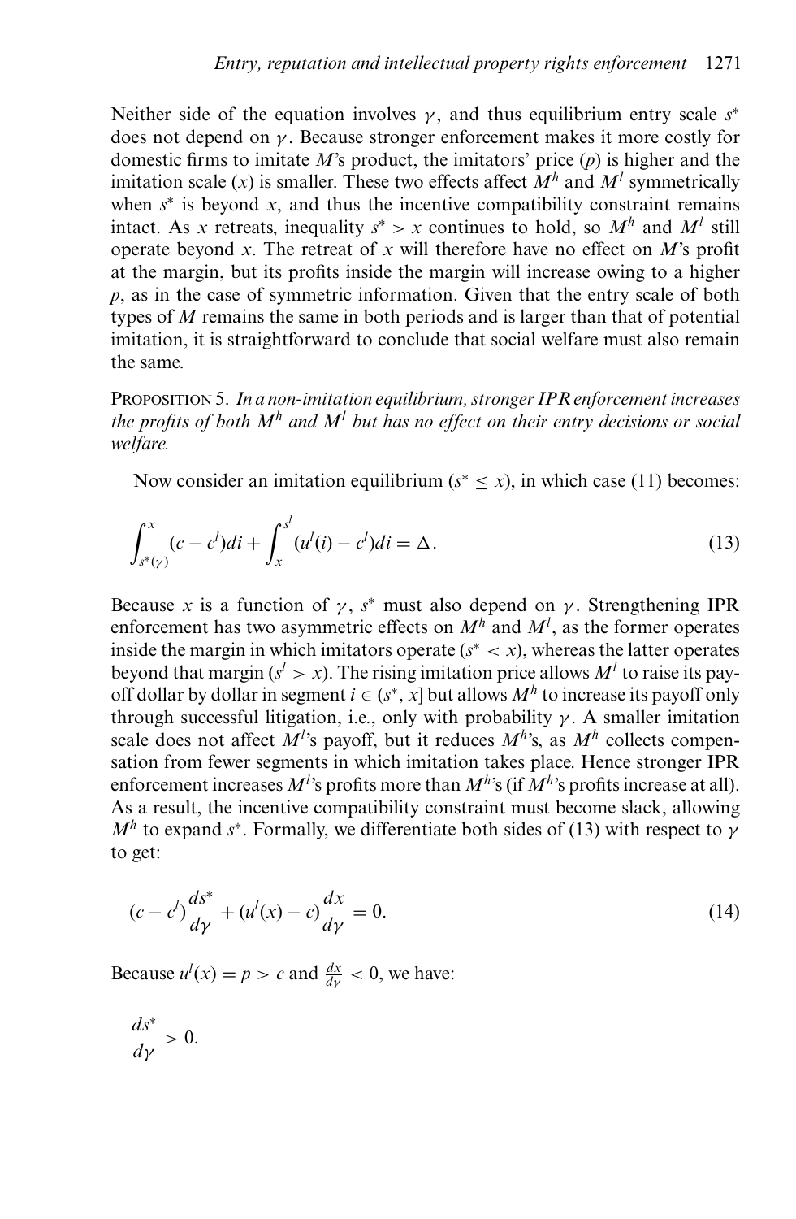Neither side of the equation involves $\gamma$, and thus equilibrium entry scale $s^*$ does not depend on $\gamma$. Because stronger enforcement makes it more costly for domestic firms to imitate $M$'s product, the imitators' price ($p$) is higher and the imitation scale ($x$) is smaller. These two effects affect $M^h$ and $M^l$ symmetrically when $s^*$ is beyond $x$, and thus the incentive compatibility constraint remains intact. As $x$ retreats, inequality $s^* > x$ continues to hold, so $M^h$ and $M^l$ still operate beyond $x$. The retreat of $x$ will therefore have no effect on $M$'s profit at the margin, but its profits inside the margin will increase owing to a higher $p$, as in the case of symmetric information. Given that the entry scale of both types of $M$ remains the same in both periods and is larger than that of potential imitation, it is straightforward to conclude that social welfare must also remain the same.

PROPOSITION 5. *In a non-imitation equilibrium, stronger IPR enforcement increases the profits of both $M^h$ and $M^l$ but has no effect on their entry decisions or social welfare.*

Now consider an imitation equilibrium ($s^* \leq x$), in which case (11) becomes:

$$\int_{s^*(\gamma)}^{x} (c - c^l) di + \int_{x}^{s^l} (u^l(i) - c^l) di = \Delta. \tag{13}$$

Because $x$ is a function of $\gamma$, $s^*$ must also depend on $\gamma$. Strengthening IPR enforcement has two asymmetric effects on $M^h$ and $M^l$, as the former operates inside the margin in which imitators operate ($s^* < x$), whereas the latter operates beyond that margin ($s^l > x$). The rising imitation price allows $M^l$ to raise its payoff dollar by dollar in segment $i \in (s^*, x]$ but allows $M^h$ to increase its payoff only through successful litigation, i.e., only with probability $\gamma$. A smaller imitation scale does not affect $M^l$'s payoff, but it reduces $M^h$'s, as $M^h$ collects compensation from fewer segments in which imitation takes place. Hence stronger IPR enforcement increases $M^l$'s profits more than $M^h$'s (if $M^h$'s profits increase at all). As a result, the incentive compatibility constraint must become slack, allowing $M^h$ to expand $s^*$. Formally, we differentiate both sides of (13) with respect to $\gamma$ to get:

$$(c - c^l)\frac{ds^*}{d\gamma} + (u^l(x) - c)\frac{dx}{d\gamma} = 0. \tag{14}$$

Because $u^l(x) = p > c$ and $\frac{dx}{d\gamma} < 0$, we have:

$$\frac{ds^*}{d\gamma} > 0.$$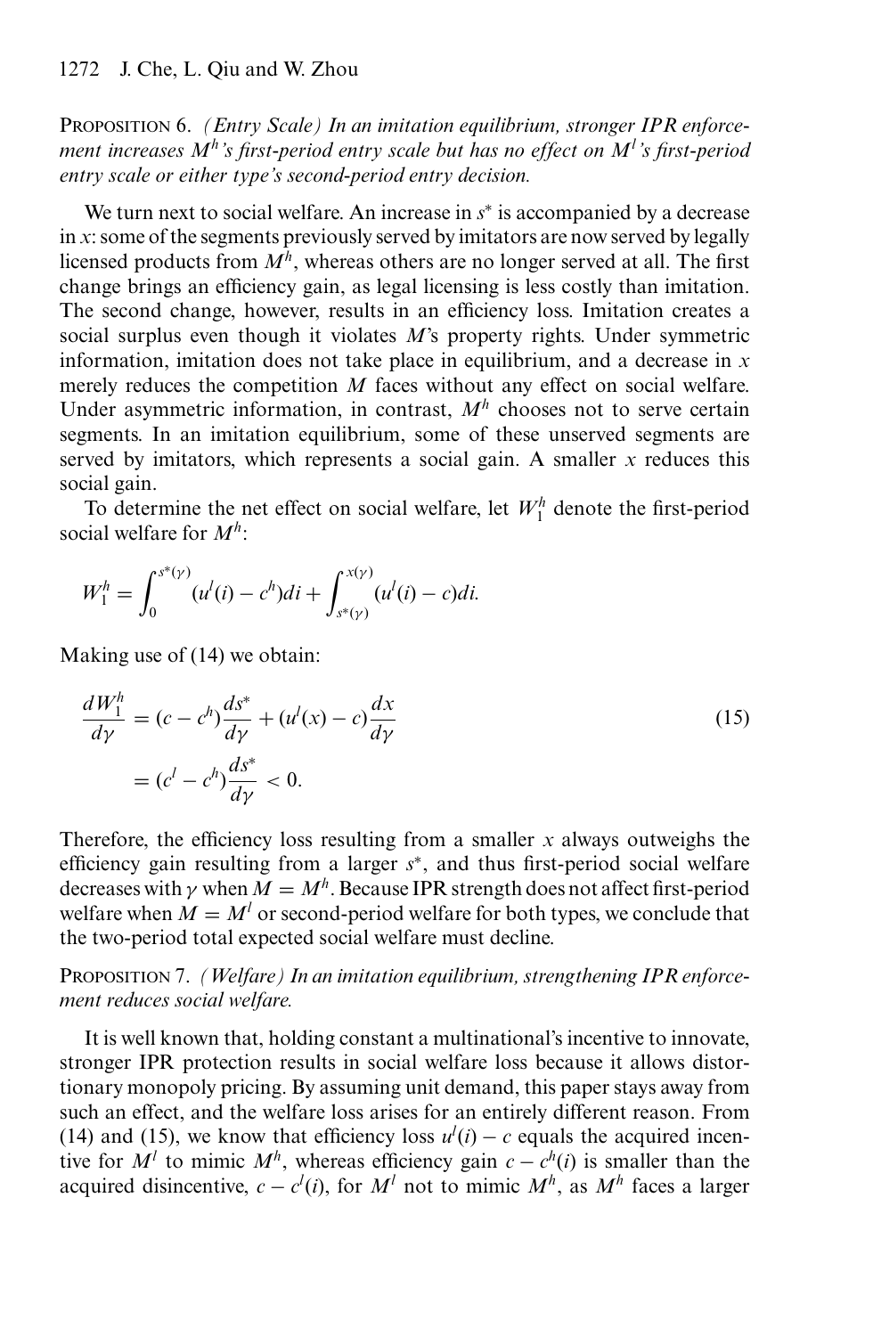PROPOSITION 6. *(Entry Scale) In an imitation equilibrium, stronger IPR enforcement increases $M^h$'s first-period entry scale but has no effect on $M^l$'s first-period entry scale or either type's second-period entry decision.*

We turn next to social welfare. An increase in $s^*$ is accompanied by a decrease in $x$: some of the segments previously served by imitators are now served by legally licensed products from $M^h$, whereas others are no longer served at all. The first change brings an efficiency gain, as legal licensing is less costly than imitation. The second change, however, results in an efficiency loss. Imitation creates a social surplus even though it violates $M$'s property rights. Under symmetric information, imitation does not take place in equilibrium, and a decrease in $x$ merely reduces the competition $M$ faces without any effect on social welfare. Under asymmetric information, in contrast, $M^h$ chooses not to serve certain segments. In an imitation equilibrium, some of these unserved segments are served by imitators, which represents a social gain. A smaller $x$ reduces this social gain.

To determine the net effect on social welfare, let $W_1^h$ denote the first-period social welfare for $M^h$:

$$W_1^h = \int_0^{s^*(\gamma)} (u^l(i) - c^h)di + \int_{s^*(\gamma)}^{x(\gamma)} (u^l(i) - c)di.$$

Making use of (14) we obtain:

$$\begin{aligned}\frac{dW_1^h}{d\gamma} &= (c - c^h)\frac{ds^*}{d\gamma} + (u^l(x) - c)\frac{dx}{d\gamma} \\ &= (c^l - c^h)\frac{ds^*}{d\gamma} < 0.\end{aligned} \tag{15}$$

Therefore, the efficiency loss resulting from a smaller $x$ always outweighs the efficiency gain resulting from a larger $s^*$, and thus first-period social welfare decreases with $\gamma$ when $M = M^h$. Because IPR strength does not affect first-period welfare when $M = M^l$ or second-period welfare for both types, we conclude that the two-period total expected social welfare must decline.

PROPOSITION 7. *(Welfare) In an imitation equilibrium, strengthening IPR enforcement reduces social welfare.*

It is well known that, holding constant a multinational's incentive to innovate, stronger IPR protection results in social welfare loss because it allows distortionary monopoly pricing. By assuming unit demand, this paper stays away from such an effect, and the welfare loss arises for an entirely different reason. From (14) and (15), we know that efficiency loss $u^l(i) - c$ equals the acquired incentive for $M^l$ to mimic $M^h$, whereas efficiency gain $c - c^h(i)$ is smaller than the acquired disincentive, $c - c^l(i)$, for $M^l$ not to mimic $M^h$, as $M^h$ faces a larger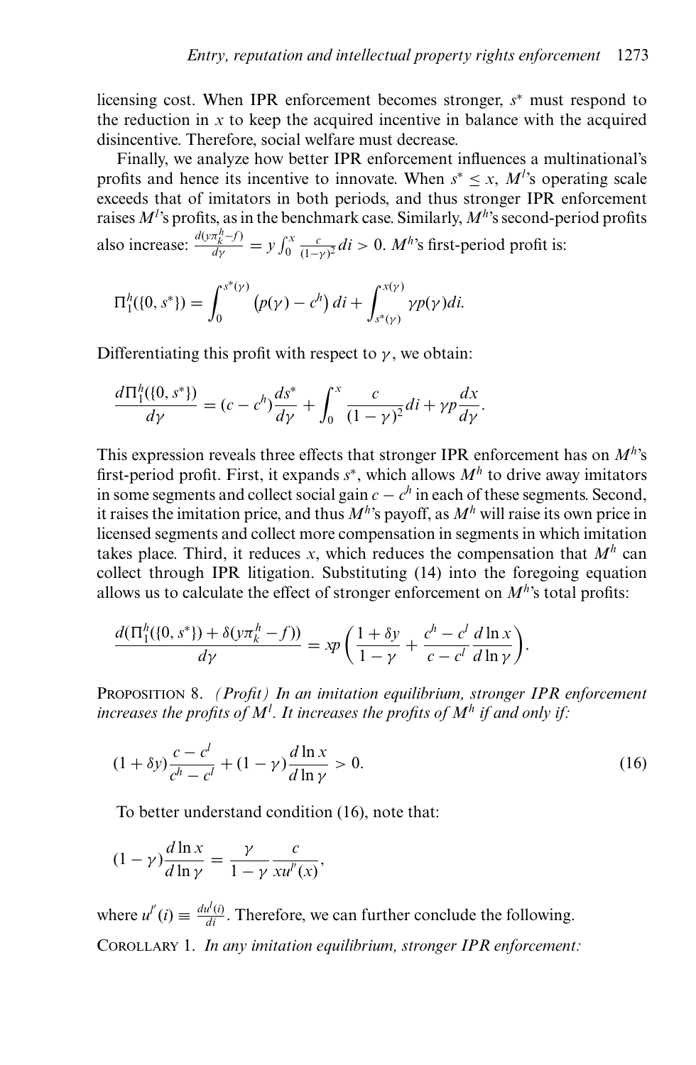licensing cost. When IPR enforcement becomes stronger, $s^*$ must respond to the reduction in $x$ to keep the acquired incentive in balance with the acquired disincentive. Therefore, social welfare must decrease.

Finally, we analyze how better IPR enforcement influences a multinational's profits and hence its incentive to innovate. When $s^* \leq x$, $M^l$'s operating scale exceeds that of imitators in both periods, and thus stronger IPR enforcement raises $M^l$'s profits, as in the benchmark case. Similarly, $M^h$'s second-period profits also increase: $\frac{d(y\pi_k^h - f)}{d\gamma} = y \int_0^x \frac{c}{(1-\gamma)^2} di > 0$. $M^h$'s first-period profit is:

$$\Pi_1^h(\{0, s^*\}) = \int_0^{s^*(\gamma)} \left(p(\gamma) - c^h\right) di + \int_{s^*(\gamma)}^{x(\gamma)} \gamma p(\gamma) di.$$

Differentiating this profit with respect to $\gamma$, we obtain:

$$\frac{d\Pi_1^h(\{0, s^*\})}{d\gamma} = (c - c^h)\frac{ds^*}{d\gamma} + \int_0^x \frac{c}{(1-\gamma)^2} di + \gamma p \frac{dx}{d\gamma}.$$

This expression reveals three effects that stronger IPR enforcement has on $M^h$'s first-period profit. First, it expands $s^*$, which allows $M^h$ to drive away imitators in some segments and collect social gain $c - c^h$ in each of these segments. Second, it raises the imitation price, and thus $M^h$'s payoff, as $M^h$ will raise its own price in licensed segments and collect more compensation in segments in which imitation takes place. Third, it reduces $x$, which reduces the compensation that $M^h$ can collect through IPR litigation. Substituting (14) into the foregoing equation allows us to calculate the effect of stronger enforcement on $M^h$'s total profits:

$$\frac{d(\Pi_1^h(\{0, s^*\}) + \delta(y\pi_k^h - f))}{d\gamma} = xp\left(\frac{1 + \delta y}{1 - \gamma} + \frac{c^h - c^l}{c - c^l}\frac{d\ln x}{d\ln \gamma}\right).$$

Proposition 8. *(Profit) In an imitation equilibrium, stronger IPR enforcement increases the profits of $M^l$. It increases the profits of $M^h$ if and only if:*

$$(1 + \delta y)\frac{c - c^l}{c^h - c^l} + (1 - \gamma)\frac{d\ln x}{d\ln \gamma} > 0. \tag{16}$$

To better understand condition (16), note that:

$$(1 - \gamma)\frac{d\ln x}{d\ln \gamma} = \frac{\gamma}{1 - \gamma}\frac{c}{xu^{l'}(x)},$$

where $u^{l'}(i) \equiv \frac{du^l(i)}{di}$. Therefore, we can further conclude the following.

Corollary 1. *In any imitation equilibrium, stronger IPR enforcement:*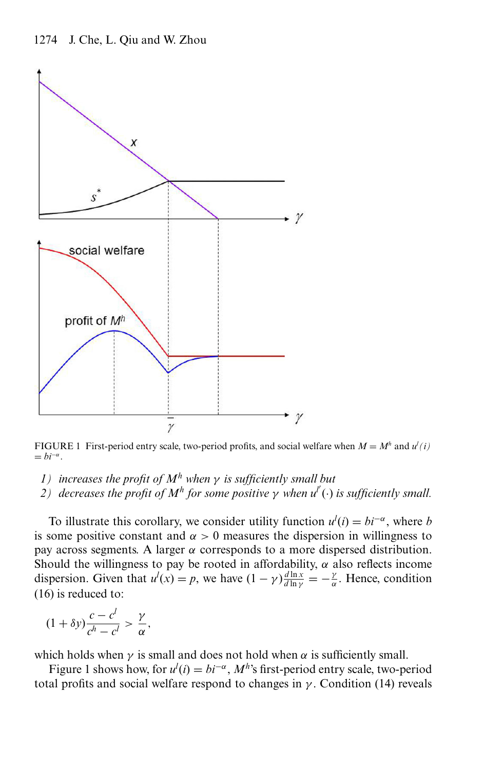FIGURE 1 First-period entry scale, two-period profits, and social welfare when $M = M^h$ and $u^l(i) = bi^{-\alpha}$.

*1) increases the profit of $M^h$ when $\gamma$ is sufficiently small but*
*2) decreases the profit of $M^h$ for some positive $\gamma$ when $u^{l'}(\cdot)$ is sufficiently small.*

To illustrate this corollary, we consider utility function $u^l(i) = bi^{-\alpha}$, where $b$ is some positive constant and $\alpha > 0$ measures the dispersion in willingness to pay across segments. A larger $\alpha$ corresponds to a more dispersed distribution. Should the willingness to pay be rooted in affordability, $\alpha$ also reflects income dispersion. Given that $u^l(x) = p$, we have $(1-\gamma)\frac{d\ln x}{d\ln \gamma} = -\frac{\gamma}{\alpha}$. Hence, condition (16) is reduced to:

$$(1+\delta y)\frac{c-c^l}{c^h-c^l} > \frac{\gamma}{\alpha},$$

which holds when $\gamma$ is small and does not hold when $\alpha$ is sufficiently small.

Figure 1 shows how, for $u^l(i) = bi^{-\alpha}$, $M^h$'s first-period entry scale, two-period total profits and social welfare respond to changes in $\gamma$. Condition (14) reveals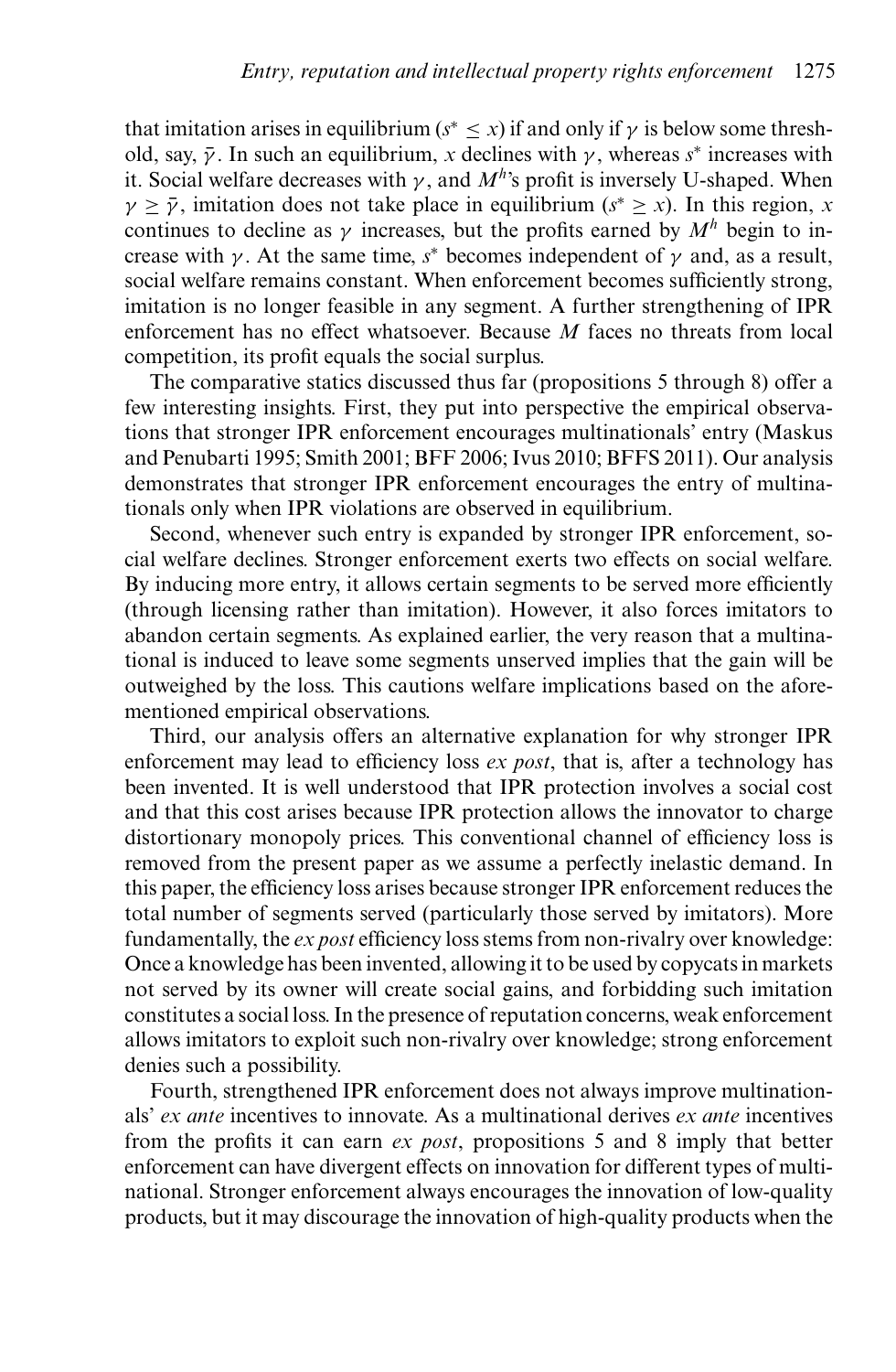that imitation arises in equilibrium ($s^* \leq x$) if and only if $\gamma$ is below some threshold, say, $\bar{\gamma}$. In such an equilibrium, $x$ declines with $\gamma$, whereas $s^*$ increases with it. Social welfare decreases with $\gamma$, and $M^h$'s profit is inversely U-shaped. When $\gamma \geq \bar{\gamma}$, imitation does not take place in equilibrium ($s^* \geq x$). In this region, $x$ continues to decline as $\gamma$ increases, but the profits earned by $M^h$ begin to increase with $\gamma$. At the same time, $s^*$ becomes independent of $\gamma$ and, as a result, social welfare remains constant. When enforcement becomes sufficiently strong, imitation is no longer feasible in any segment. A further strengthening of IPR enforcement has no effect whatsoever. Because $M$ faces no threats from local competition, its profit equals the social surplus.

The comparative statics discussed thus far (propositions 5 through 8) offer a few interesting insights. First, they put into perspective the empirical observations that stronger IPR enforcement encourages multinationals' entry (Maskus and Penubarti 1995; Smith 2001; BFF 2006; Ivus 2010; BFFS 2011). Our analysis demonstrates that stronger IPR enforcement encourages the entry of multinationals only when IPR violations are observed in equilibrium.

Second, whenever such entry is expanded by stronger IPR enforcement, social welfare declines. Stronger enforcement exerts two effects on social welfare. By inducing more entry, it allows certain segments to be served more efficiently (through licensing rather than imitation). However, it also forces imitators to abandon certain segments. As explained earlier, the very reason that a multinational is induced to leave some segments unserved implies that the gain will be outweighed by the loss. This cautions welfare implications based on the aforementioned empirical observations.

Third, our analysis offers an alternative explanation for why stronger IPR enforcement may lead to efficiency loss *ex post*, that is, after a technology has been invented. It is well understood that IPR protection involves a social cost and that this cost arises because IPR protection allows the innovator to charge distortionary monopoly prices. This conventional channel of efficiency loss is removed from the present paper as we assume a perfectly inelastic demand. In this paper, the efficiency loss arises because stronger IPR enforcement reduces the total number of segments served (particularly those served by imitators). More fundamentally, the *ex post* efficiency loss stems from non-rivalry over knowledge: Once a knowledge has been invented, allowing it to be used by copycats in markets not served by its owner will create social gains, and forbidding such imitation constitutes a social loss. In the presence of reputation concerns, weak enforcement allows imitators to exploit such non-rivalry over knowledge; strong enforcement denies such a possibility.

Fourth, strengthened IPR enforcement does not always improve multinationals' *ex ante* incentives to innovate. As a multinational derives *ex ante* incentives from the profits it can earn *ex post*, propositions 5 and 8 imply that better enforcement can have divergent effects on innovation for different types of multinational. Stronger enforcement always encourages the innovation of low-quality products, but it may discourage the innovation of high-quality products when the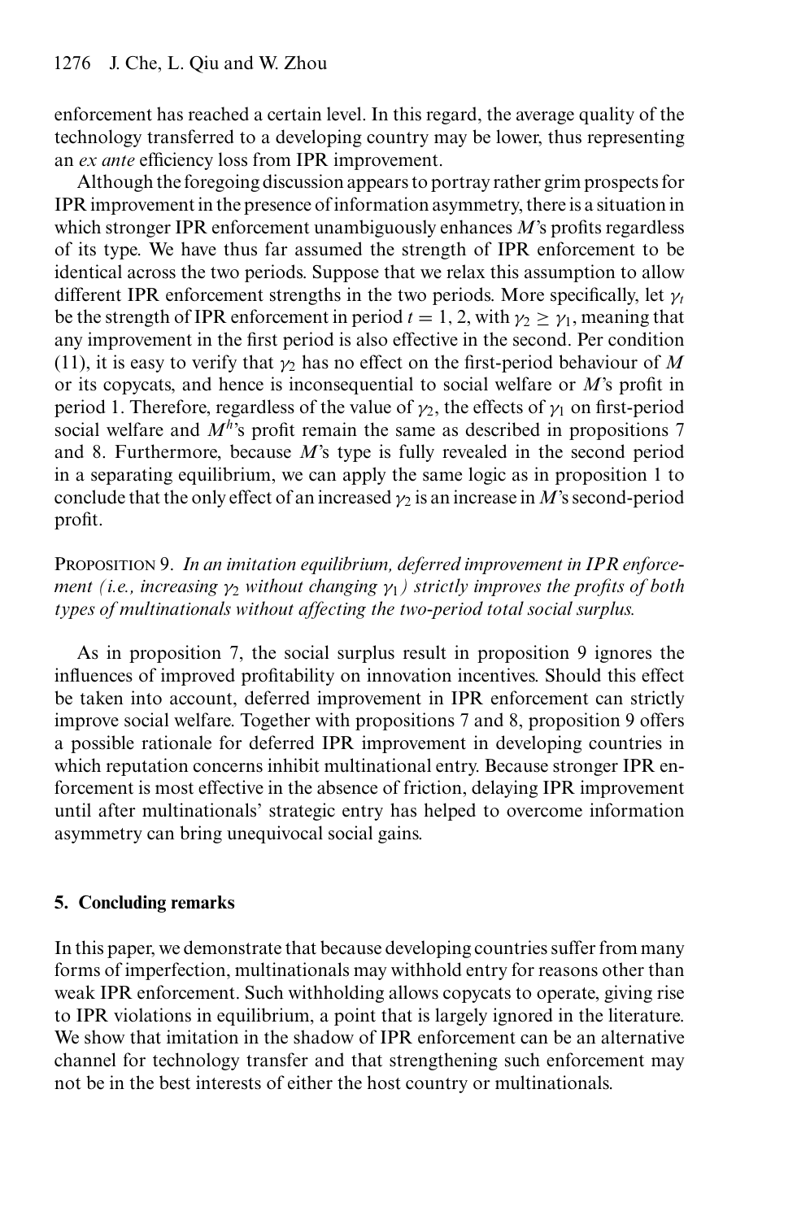enforcement has reached a certain level. In this regard, the average quality of the technology transferred to a developing country may be lower, thus representing an *ex ante* efficiency loss from IPR improvement.

Although the foregoing discussion appears to portray rather grim prospects for IPR improvement in the presence of information asymmetry, there is a situation in which stronger IPR enforcement unambiguously enhances *M*'s profits regardless of its type. We have thus far assumed the strength of IPR enforcement to be identical across the two periods. Suppose that we relax this assumption to allow different IPR enforcement strengths in the two periods. More specifically, let $\gamma_t$ be the strength of IPR enforcement in period $t = 1, 2$, with $\gamma_2 \geq \gamma_1$, meaning that any improvement in the first period is also effective in the second. Per condition (11), it is easy to verify that $\gamma_2$ has no effect on the first-period behaviour of *M* or its copycats, and hence is inconsequential to social welfare or *M*'s profit in period 1. Therefore, regardless of the value of $\gamma_2$, the effects of $\gamma_1$ on first-period social welfare and $M^h$'s profit remain the same as described in propositions 7 and 8. Furthermore, because *M*'s type is fully revealed in the second period in a separating equilibrium, we can apply the same logic as in proposition 1 to conclude that the only effect of an increased $\gamma_2$ is an increase in *M*'s second-period profit.

PROPOSITION 9. *In an imitation equilibrium, deferred improvement in IPR enforcement (i.e., increasing $\gamma_2$ without changing $\gamma_1$) strictly improves the profits of both types of multinationals without affecting the two-period total social surplus.*

As in proposition 7, the social surplus result in proposition 9 ignores the influences of improved profitability on innovation incentives. Should this effect be taken into account, deferred improvement in IPR enforcement can strictly improve social welfare. Together with propositions 7 and 8, proposition 9 offers a possible rationale for deferred IPR improvement in developing countries in which reputation concerns inhibit multinational entry. Because stronger IPR enforcement is most effective in the absence of friction, delaying IPR improvement until after multinationals' strategic entry has helped to overcome information asymmetry can bring unequivocal social gains.

## 5. Concluding remarks

In this paper, we demonstrate that because developing countries suffer from many forms of imperfection, multinationals may withhold entry for reasons other than weak IPR enforcement. Such withholding allows copycats to operate, giving rise to IPR violations in equilibrium, a point that is largely ignored in the literature. We show that imitation in the shadow of IPR enforcement can be an alternative channel for technology transfer and that strengthening such enforcement may not be in the best interests of either the host country or multinationals.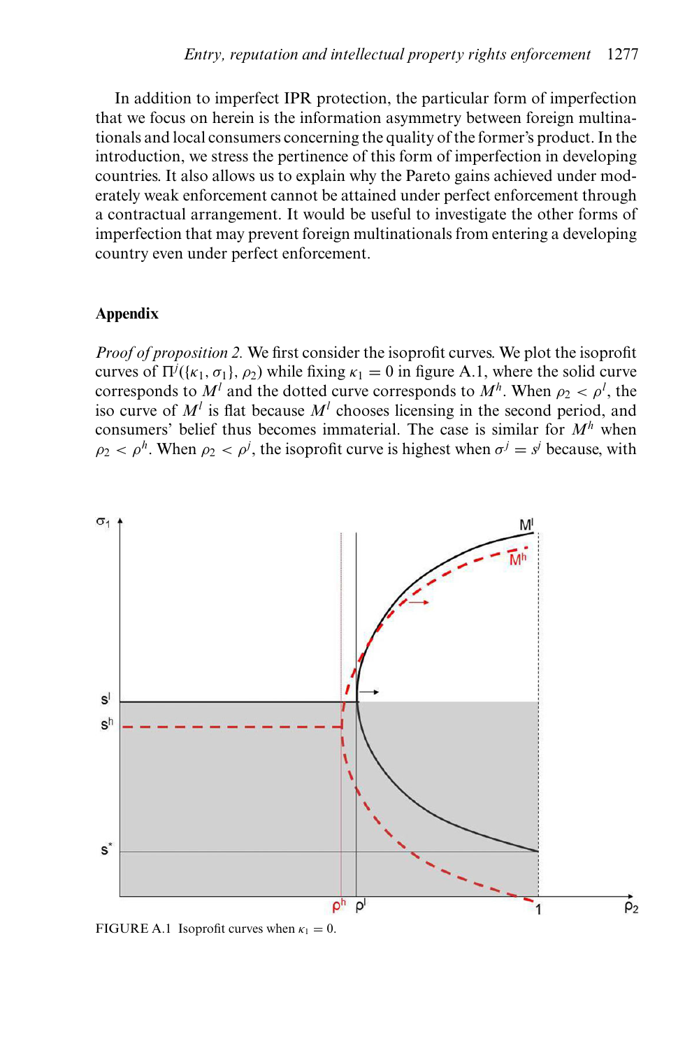In addition to imperfect IPR protection, the particular form of imperfection that we focus on herein is the information asymmetry between foreign multinationals and local consumers concerning the quality of the former's product. In the introduction, we stress the pertinence of this form of imperfection in developing countries. It also allows us to explain why the Pareto gains achieved under moderately weak enforcement cannot be attained under perfect enforcement through a contractual arrangement. It would be useful to investigate the other forms of imperfection that may prevent foreign multinationals from entering a developing country even under perfect enforcement.

## Appendix

*Proof of proposition 2.* We first consider the isoprofit curves. We plot the isoprofit curves of $\Pi^j(\{\kappa_1, \sigma_1\}, \rho_2)$ while fixing $\kappa_1 = 0$ in figure A.1, where the solid curve corresponds to $M^l$ and the dotted curve corresponds to $M^h$. When $\rho_2 < \rho^l$, the iso curve of $M^l$ is flat because $M^l$ chooses licensing in the second period, and consumers' belief thus becomes immaterial. The case is similar for $M^h$ when $\rho_2 < \rho^h$. When $\rho_2 < \rho^j$, the isoprofit curve is highest when $\sigma^j = s^j$ because, with

FIGURE A.1 Isoprofit curves when $\kappa_1 = 0$.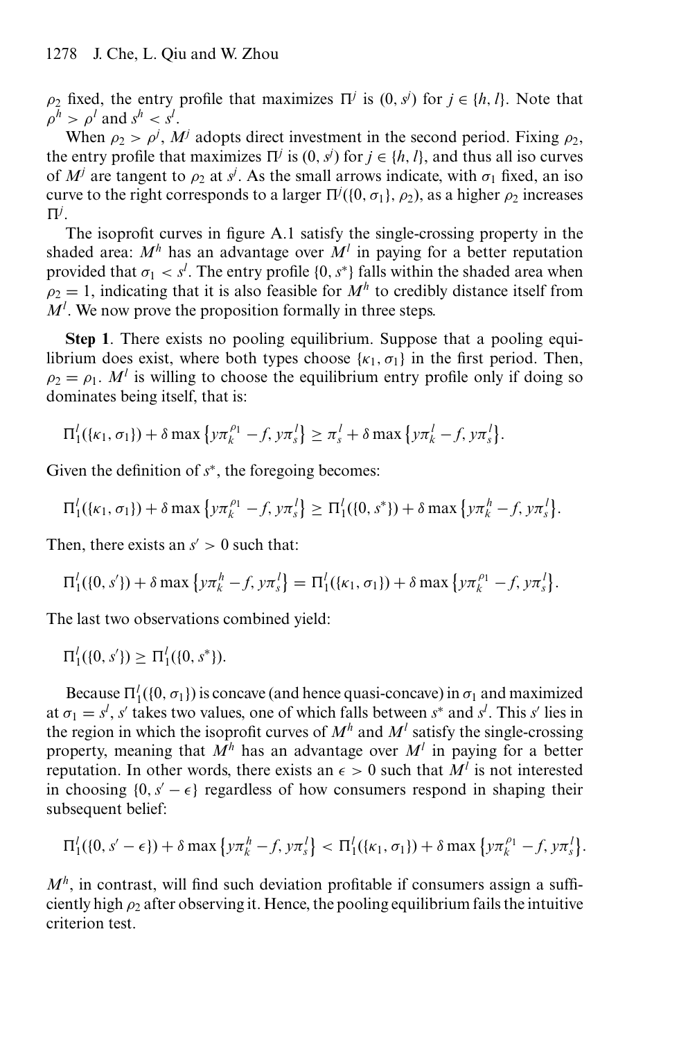$\rho_2$ fixed, the entry profile that maximizes $\Pi^j$ is $(0, s^j)$ for $j \in \{h, l\}$. Note that $\rho^h > \rho^l$ and $s^h < s^l$.

When $\rho_2 > \rho^j$, $M^j$ adopts direct investment in the second period. Fixing $\rho_2$, the entry profile that maximizes $\Pi^j$ is $(0, s^j)$ for $j \in \{h, l\}$, and thus all iso curves of $M^j$ are tangent to $\rho_2$ at $s^j$. As the small arrows indicate, with $\sigma_1$ fixed, an iso curve to the right corresponds to a larger $\Pi^j(\{0, \sigma_1\}, \rho_2)$, as a higher $\rho_2$ increases $\Pi^j$.

The isoprofit curves in figure A.1 satisfy the single-crossing property in the shaded area: $M^h$ has an advantage over $M^l$ in paying for a better reputation provided that $\sigma_1 < s^l$. The entry profile $\{0, s^*\}$ falls within the shaded area when $\rho_2 = 1$, indicating that it is also feasible for $M^h$ to credibly distance itself from $M^l$. We now prove the proposition formally in three steps.

**Step 1**. There exists no pooling equilibrium. Suppose that a pooling equilibrium does exist, where both types choose $\{\kappa_1, \sigma_1\}$ in the first period. Then, $\rho_2 = \rho_1$. $M^l$ is willing to choose the equilibrium entry profile only if doing so dominates being itself, that is:

$$\Pi_1^l(\{\kappa_1, \sigma_1\}) + \delta \max\left\{y\pi_k^{\rho_1} - f, y\pi_s^l\right\} \geq \pi_s^l + \delta \max\left\{y\pi_k^l - f, y\pi_s^l\right\}.$$

Given the definition of $s^*$, the foregoing becomes:

$$\Pi_1^l(\{\kappa_1, \sigma_1\}) + \delta \max\left\{y\pi_k^{\rho_1} - f, y\pi_s^l\right\} \geq \Pi_1^l(\{0, s^*\}) + \delta \max\left\{y\pi_k^h - f, y\pi_s^l\right\}.$$

Then, there exists an $s' > 0$ such that:

$$\Pi_1^l(\{0, s'\}) + \delta \max\left\{y\pi_k^h - f, y\pi_s^l\right\} = \Pi_1^l(\{\kappa_1, \sigma_1\}) + \delta \max\left\{y\pi_k^{\rho_1} - f, y\pi_s^l\right\}.$$

The last two observations combined yield:

$$\Pi_1^l(\{0, s'\}) \geq \Pi_1^l(\{0, s^*\}).$$

Because $\Pi_1^l(\{0, \sigma_1\})$ is concave (and hence quasi-concave) in $\sigma_1$ and maximized at $\sigma_1 = s^l$, $s'$ takes two values, one of which falls between $s^*$ and $s^l$. This $s'$ lies in the region in which the isoprofit curves of $M^h$ and $M^l$ satisfy the single-crossing property, meaning that $M^h$ has an advantage over $M^l$ in paying for a better reputation. In other words, there exists an $\epsilon > 0$ such that $M^l$ is not interested in choosing $\{0, s' - \epsilon\}$ regardless of how consumers respond in shaping their subsequent belief:

$$\Pi_1^l(\{0, s' - \epsilon\}) + \delta \max\left\{y\pi_k^h - f, y\pi_s^l\right\} < \Pi_1^l(\{\kappa_1, \sigma_1\}) + \delta \max\left\{y\pi_k^{\rho_1} - f, y\pi_s^l\right\}.$$

$M^h$, in contrast, will find such deviation profitable if consumers assign a sufficiently high $\rho_2$ after observing it. Hence, the pooling equilibrium fails the intuitive criterion test.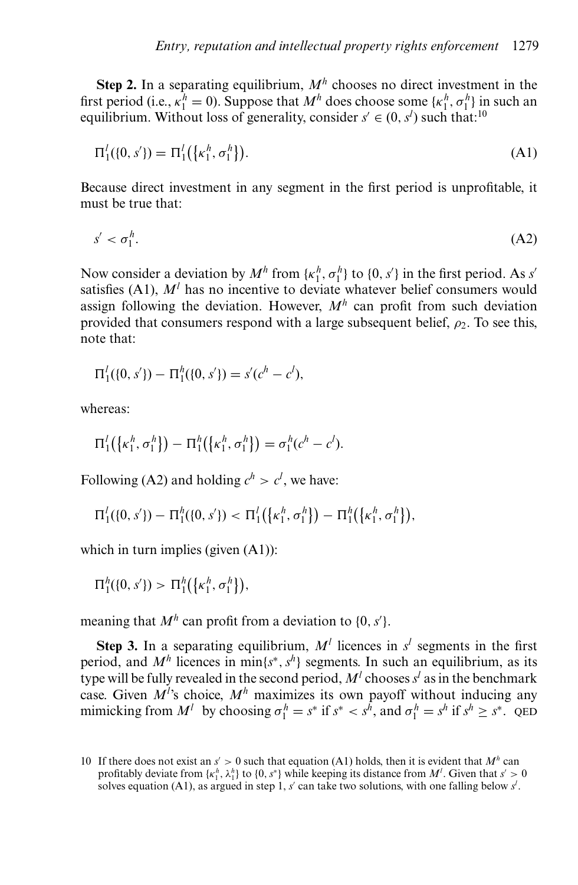**Step 2.** In a separating equilibrium, $M^h$ chooses no direct investment in the first period (i.e., $\kappa_1^h = 0$). Suppose that $M^h$ does choose some $\{\kappa_1^h, \sigma_1^h\}$ in such an equilibrium. Without loss of generality, consider $s' \in (0, s^l)$ such that:[10]

$$\Pi_1^l(\{0, s'\}) = \Pi_1^l(\{\kappa_1^h, \sigma_1^h\}). \tag{A1}$$

Because direct investment in any segment in the first period is unprofitable, it must be true that:

$$s' < \sigma_1^h. \tag{A2}$$

Now consider a deviation by $M^h$ from $\{\kappa_1^h, \sigma_1^h\}$ to $\{0, s'\}$ in the first period. As $s'$ satisfies (A1), $M^l$ has no incentive to deviate whatever belief consumers would assign following the deviation. However, $M^h$ can profit from such deviation provided that consumers respond with a large subsequent belief, $\rho_2$. To see this, note that:

$$\Pi_1^l(\{0, s'\}) - \Pi_1^h(\{0, s'\}) = s'(c^h - c^l),$$

whereas:

$$\Pi_1^l(\{\kappa_1^h, \sigma_1^h\}) - \Pi_1^h(\{\kappa_1^h, \sigma_1^h\}) = \sigma_1^h(c^h - c^l).$$

Following (A2) and holding $c^h > c^l$, we have:

$$\Pi_1^l(\{0, s'\}) - \Pi_1^h(\{0, s'\}) < \Pi_1^l(\{\kappa_1^h, \sigma_1^h\}) - \Pi_1^h(\{\kappa_1^h, \sigma_1^h\}),$$

which in turn implies (given (A1)):

$$\Pi_1^h(\{0, s'\}) > \Pi_1^h(\{\kappa_1^h, \sigma_1^h\}),$$

meaning that $M^h$ can profit from a deviation to $\{0, s'\}$.

**Step 3.** In a separating equilibrium, $M^l$ licences in $s^l$ segments in the first period, and $M^h$ licences in $\min\{s^*, s^h\}$ segments. In such an equilibrium, as its type will be fully revealed in the second period, $M^l$ chooses $s^l$ as in the benchmark case. Given $M^l$'s choice, $M^h$ maximizes its own payoff without inducing any mimicking from $M^l$ by choosing $\sigma_1^h = s^*$ if $s^* < s^h$, and $\sigma_1^h = s^h$ if $s^h \geq s^*$. QED

---

10 If there does not exist an $s' > 0$ such that equation (A1) holds, then it is evident that $M^h$ can profitably deviate from $\{\kappa_1^h, \lambda_1^h\}$ to $\{0, s^*\}$ while keeping its distance from $M^l$. Given that $s' > 0$ solves equation (A1), as argued in step 1, $s'$ can take two solutions, with one falling below $s^l$.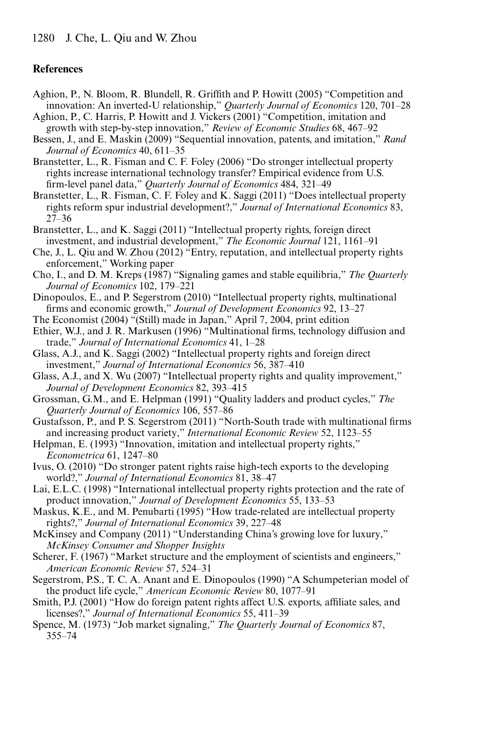## References

Aghion, P., N. Bloom, R. Blundell, R. Griffith and P. Howitt (2005) "Competition and innovation: An inverted-U relationship," *Quarterly Journal of Economics* 120, 701–28

Aghion, P., C. Harris, P. Howitt and J. Vickers (2001) "Competition, imitation and growth with step-by-step innovation," *Review of Economic Studies* 68, 467–92

Bessen, J., and E. Maskin (2009) "Sequential innovation, patents, and imitation," *Rand Journal of Economics* 40, 611–35

Branstetter, L., R. Fisman and C. F. Foley (2006) "Do stronger intellectual property rights increase international technology transfer? Empirical evidence from U.S. firm-level panel data," *Quarterly Journal of Economics* 484, 321–49

Branstetter, L., R. Fisman, C. F. Foley and K. Saggi (2011) "Does intellectual property rights reform spur industrial development?," *Journal of International Economics* 83, 27–36

Branstetter, L., and K. Saggi (2011) "Intellectual property rights, foreign direct investment, and industrial development," *The Economic Journal* 121, 1161–91

Che, J., L. Qiu and W. Zhou (2012) "Entry, reputation, and intellectual property rights enforcement," Working paper

Cho, I., and D. M. Kreps (1987) "Signaling games and stable equilibria," *The Quarterly Journal of Economics* 102, 179–221

Dinopoulos, E., and P. Segerstrom (2010) "Intellectual property rights, multinational firms and economic growth," *Journal of Development Economics* 92, 13–27

The Economist (2004) "(Still) made in Japan," April 7, 2004, print edition

Ethier, W.J., and J. R. Markusen (1996) "Multinational firms, technology diffusion and trade," *Journal of International Economics* 41, 1–28

Glass, A.J., and K. Saggi (2002) "Intellectual property rights and foreign direct investment," *Journal of International Economics* 56, 387–410

Glass, A.J., and X. Wu (2007) "Intellectual property rights and quality improvement," *Journal of Development Economics* 82, 393–415

Grossman, G.M., and E. Helpman (1991) "Quality ladders and product cycles," *The Quarterly Journal of Economics* 106, 557–86

Gustafsson, P., and P. S. Segerstrom (2011) "North-South trade with multinational firms and increasing product variety," *International Economic Review* 52, 1123–55

Helpman, E. (1993) "Innovation, imitation and intellectual property rights," *Econometrica* 61, 1247–80

Ivus, O. (2010) "Do stronger patent rights raise high-tech exports to the developing world?," *Journal of International Economics* 81, 38–47

Lai, E.L.C. (1998) "International intellectual property rights protection and the rate of product innovation," *Journal of Development Economics* 55, 133–53

Maskus, K.E., and M. Penubarti (1995) "How trade-related are intellectual property rights?," *Journal of International Economics* 39, 227–48

McKinsey and Company (2011) "Understanding China's growing love for luxury," *McKinsey Consumer and Shopper Insights*

Scherer, F. (1967) "Market structure and the employment of scientists and engineers," *American Economic Review* 57, 524–31

Segerstrom, P.S., T. C. A. Anant and E. Dinopoulos (1990) "A Schumpeterian model of the product life cycle," *American Economic Review* 80, 1077–91

Smith, P.J. (2001) "How do foreign patent rights affect U.S. exports, affiliate sales, and licenses?," *Journal of International Economics* 55, 411–39

Spence, M. (1973) "Job market signaling," *The Quarterly Journal of Economics* 87, 355–74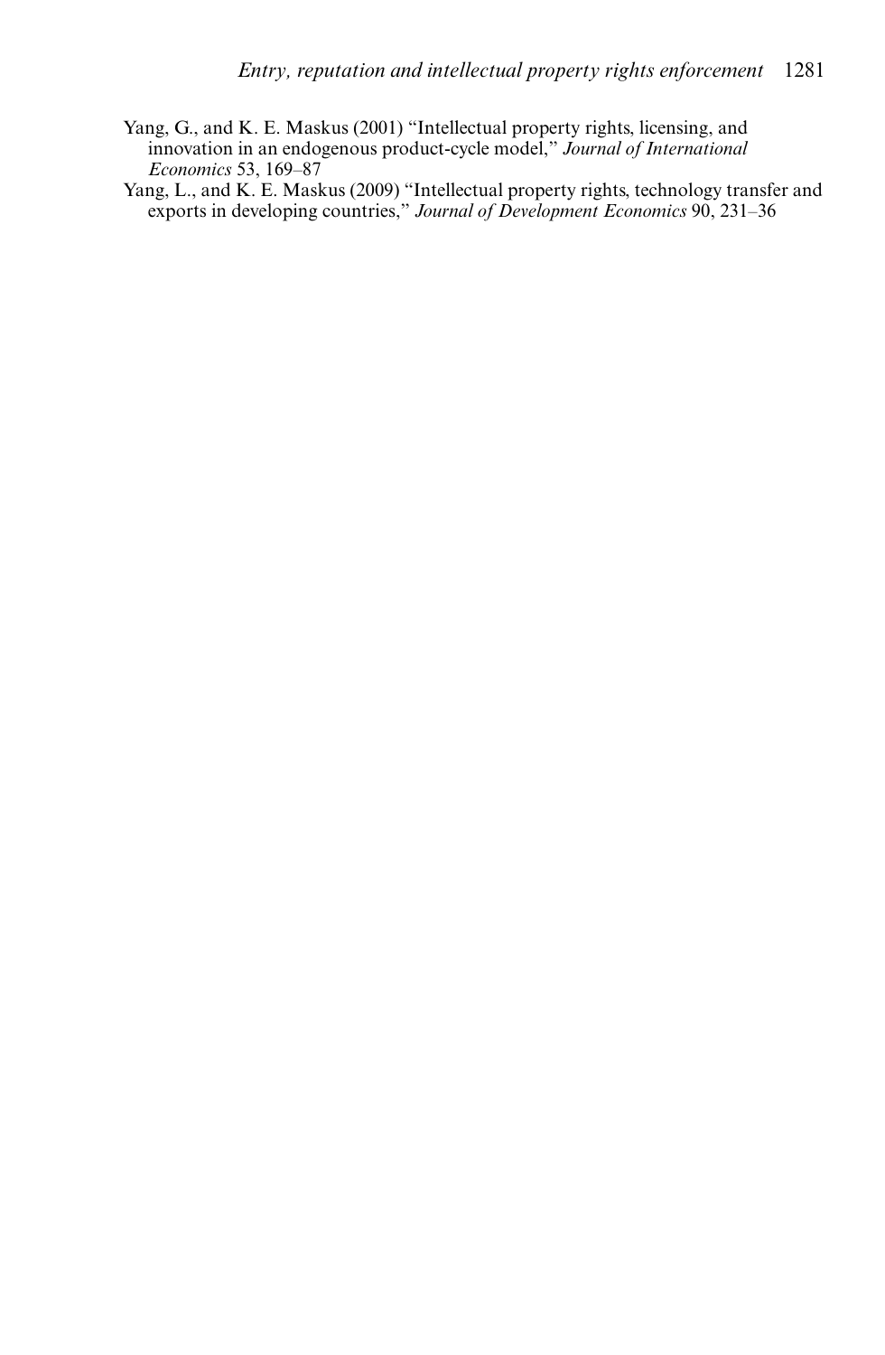Yang, G., and K. E. Maskus (2001) "Intellectual property rights, licensing, and innovation in an endogenous product-cycle model," *Journal of International Economics* 53, 169–87

Yang, L., and K. E. Maskus (2009) "Intellectual property rights, technology transfer and exports in developing countries," *Journal of Development Economics* 90, 231–36